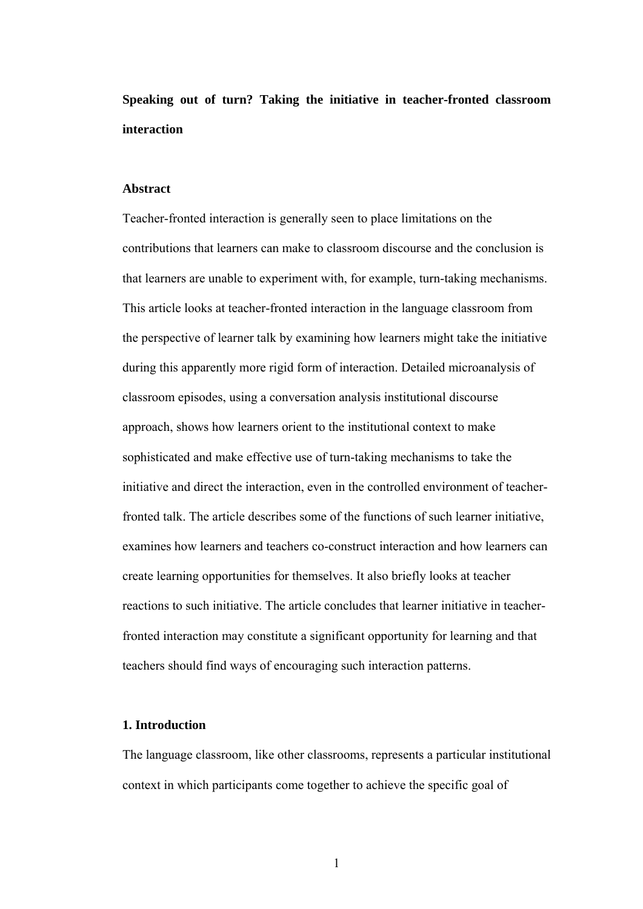**Speaking out of turn? Taking the initiative in teacher-fronted classroom interaction**

**Abstract**

Teacher-fronted interaction is generally seen to place limitations on the contributions that learners can make to classroom discourse and the conclusion is that learners are unable to experiment with, for example, turn-taking mechanisms. This article looks at teacher-fronted interaction in the language classroom from the perspective of learner talk by examining how learners might take the initiative during this apparently more rigid form of interaction. Detailed microanalysis of classroom episodes, using a conversation analysis institutional discourse approach, shows how learners orient to the institutional context to make sophisticated and make effective use of turn-taking mechanisms to take the initiative and direct the interaction, even in the controlled environment of teacher-fronted talk. The article describes some of the functions of such learner initiative, examines how learners and teachers co-construct interaction and how learners can create learning opportunities for themselves. It also briefly looks at teacher reactions to such initiative. The article concludes that learner initiative in teacher-fronted interaction may constitute a significant opportunity for learning and that teachers should find ways of encouraging such interaction patterns.

**1. Introduction**

The language classroom, like other classrooms, represents a particular institutional context in which participants come together to achieve the specific goal of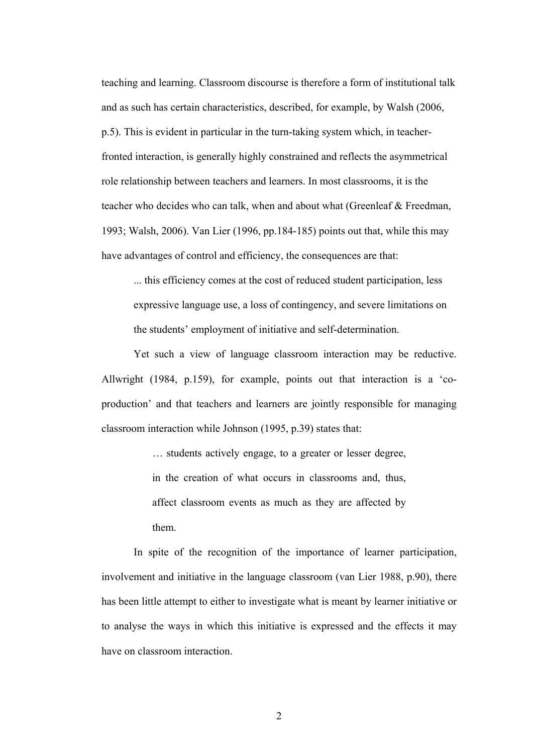teaching and learning. Classroom discourse is therefore a form of institutional talk and as such has certain characteristics, described, for example, by Walsh (2006, p.5). This is evident in particular in the turn-taking system which, in teacher-fronted interaction, is generally highly constrained and reflects the asymmetrical role relationship between teachers and learners. In most classrooms, it is the teacher who decides who can talk, when and about what (Greenleaf & Freedman, 1993; Walsh, 2006). Van Lier (1996, pp.184-185) points out that, while this may have advantages of control and efficiency, the consequences are that:

> ... this efficiency comes at the cost of reduced student participation, less expressive language use, a loss of contingency, and severe limitations on the students' employment of initiative and self-determination.

Yet such a view of language classroom interaction may be reductive. Allwright (1984, p.159), for example, points out that interaction is a 'co-production' and that teachers and learners are jointly responsible for managing classroom interaction while Johnson (1995, p.39) states that:

> … students actively engage, to a greater or lesser degree, in the creation of what occurs in classrooms and, thus, affect classroom events as much as they are affected by them.

In spite of the recognition of the importance of learner participation, involvement and initiative in the language classroom (van Lier 1988, p.90), there has been little attempt to either to investigate what is meant by learner initiative or to analyse the ways in which this initiative is expressed and the effects it may have on classroom interaction.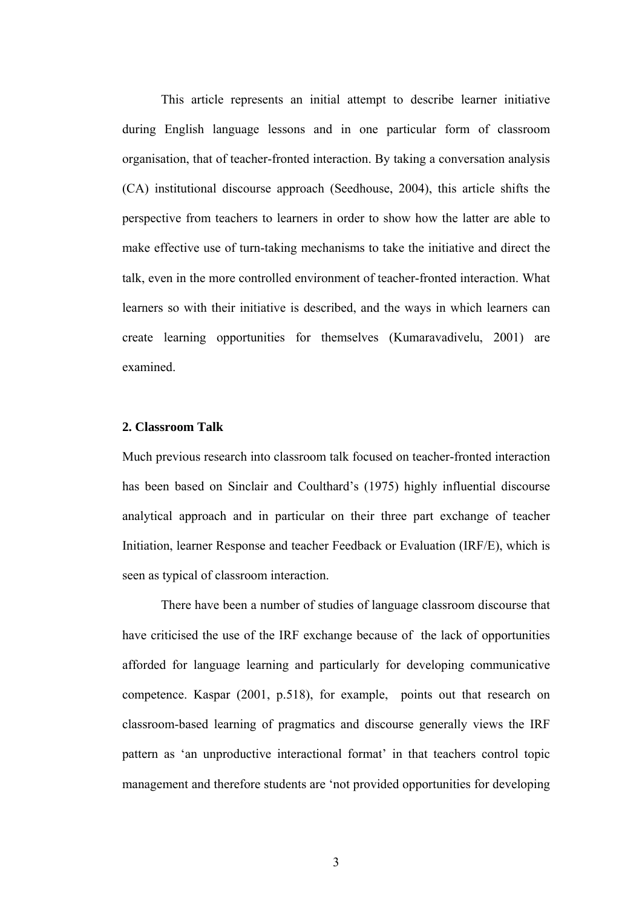This article represents an initial attempt to describe learner initiative during English language lessons and in one particular form of classroom organisation, that of teacher-fronted interaction. By taking a conversation analysis (CA) institutional discourse approach (Seedhouse, 2004), this article shifts the perspective from teachers to learners in order to show how the latter are able to make effective use of turn-taking mechanisms to take the initiative and direct the talk, even in the more controlled environment of teacher-fronted interaction. What learners so with their initiative is described, and the ways in which learners can create learning opportunities for themselves (Kumaravadivelu, 2001) are examined.

## 2. Classroom Talk

Much previous research into classroom talk focused on teacher-fronted interaction has been based on Sinclair and Coulthard's (1975) highly influential discourse analytical approach and in particular on their three part exchange of teacher Initiation, learner Response and teacher Feedback or Evaluation (IRF/E), which is seen as typical of classroom interaction.

There have been a number of studies of language classroom discourse that have criticised the use of the IRF exchange because of the lack of opportunities afforded for language learning and particularly for developing communicative competence. Kaspar (2001, p.518), for example, points out that research on classroom-based learning of pragmatics and discourse generally views the IRF pattern as 'an unproductive interactional format' in that teachers control topic management and therefore students are 'not provided opportunities for developing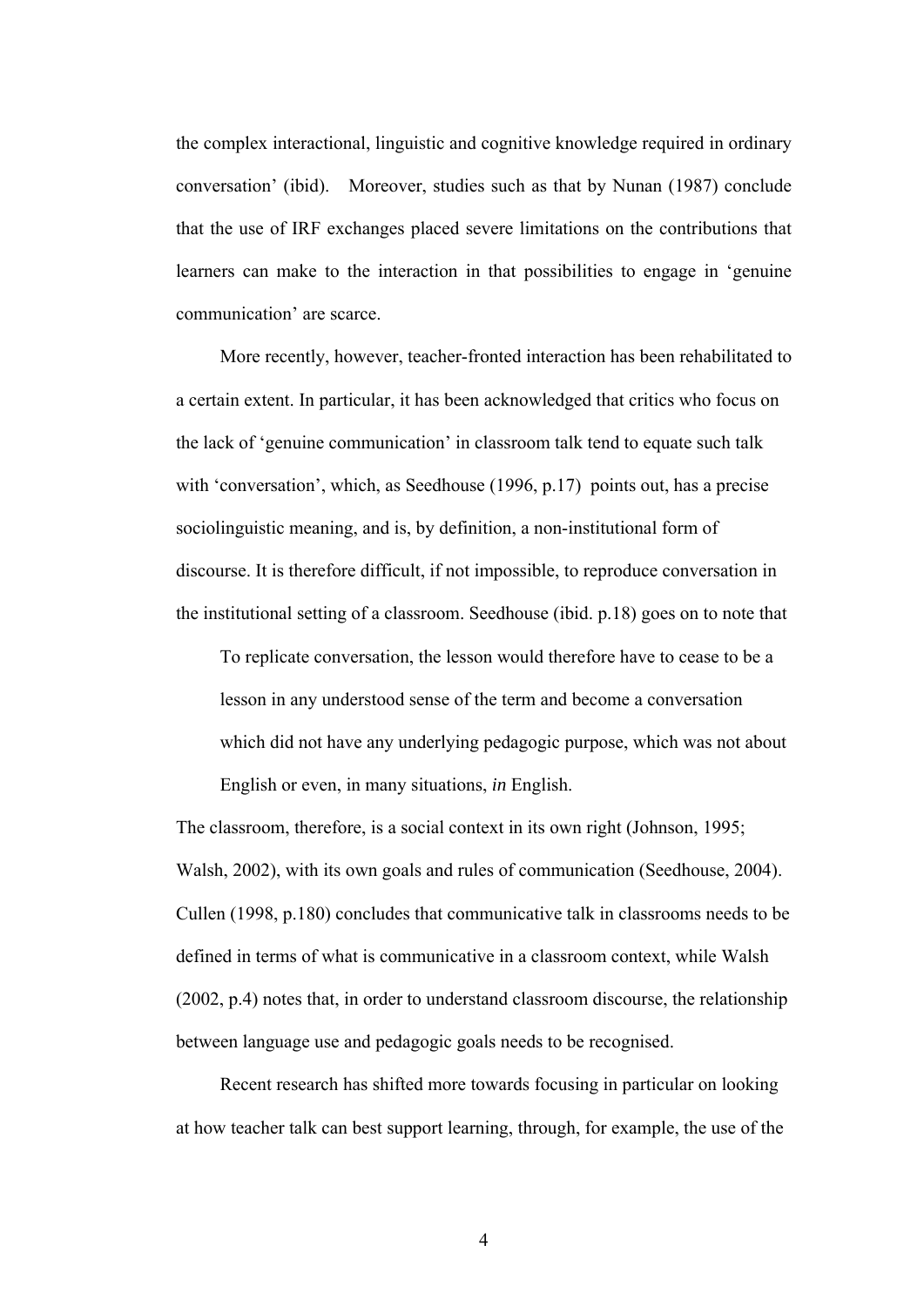the complex interactional, linguistic and cognitive knowledge required in ordinary conversation' (ibid). Moreover, studies such as that by Nunan (1987) conclude that the use of IRF exchanges placed severe limitations on the contributions that learners can make to the interaction in that possibilities to engage in 'genuine communication' are scarce.

More recently, however, teacher-fronted interaction has been rehabilitated to a certain extent. In particular, it has been acknowledged that critics who focus on the lack of 'genuine communication' in classroom talk tend to equate such talk with 'conversation', which, as Seedhouse (1996, p.17) points out, has a precise sociolinguistic meaning, and is, by definition, a non-institutional form of discourse. It is therefore difficult, if not impossible, to reproduce conversation in the institutional setting of a classroom. Seedhouse (ibid. p.18) goes on to note that

> To replicate conversation, the lesson would therefore have to cease to be a lesson in any understood sense of the term and become a conversation which did not have any underlying pedagogic purpose, which was not about English or even, in many situations, *in* English.

The classroom, therefore, is a social context in its own right (Johnson, 1995; Walsh, 2002), with its own goals and rules of communication (Seedhouse, 2004). Cullen (1998, p.180) concludes that communicative talk in classrooms needs to be defined in terms of what is communicative in a classroom context, while Walsh (2002, p.4) notes that, in order to understand classroom discourse, the relationship between language use and pedagogic goals needs to be recognised.

Recent research has shifted more towards focusing in particular on looking at how teacher talk can best support learning, through, for example, the use of the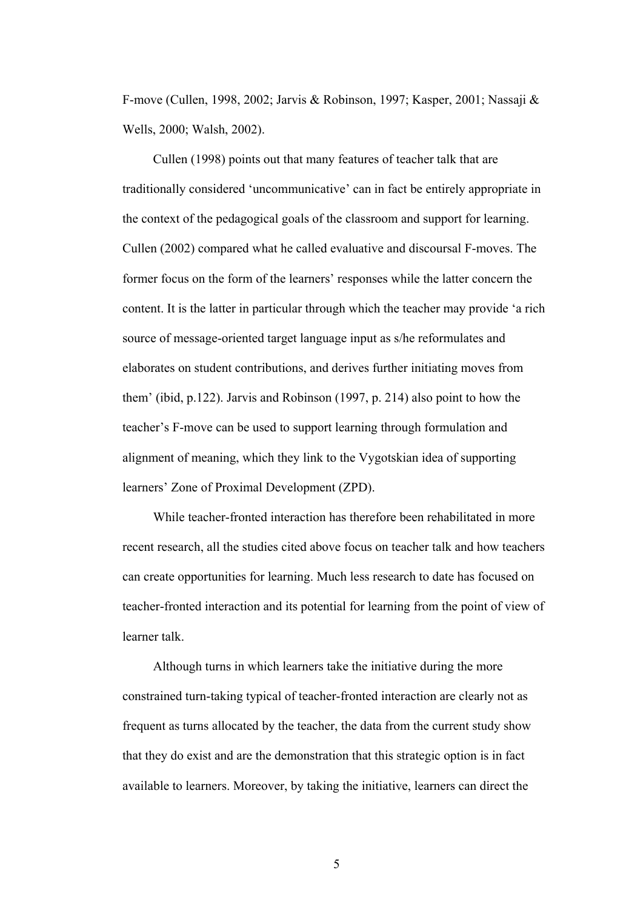F-move (Cullen, 1998, 2002; Jarvis & Robinson, 1997; Kasper, 2001; Nassaji & Wells, 2000; Walsh, 2002).

Cullen (1998) points out that many features of teacher talk that are traditionally considered 'uncommunicative' can in fact be entirely appropriate in the context of the pedagogical goals of the classroom and support for learning. Cullen (2002) compared what he called evaluative and discoursal F-moves. The former focus on the form of the learners' responses while the latter concern the content. It is the latter in particular through which the teacher may provide 'a rich source of message-oriented target language input as s/he reformulates and elaborates on student contributions, and derives further initiating moves from them' (ibid, p.122). Jarvis and Robinson (1997, p. 214) also point to how the teacher's F-move can be used to support learning through formulation and alignment of meaning, which they link to the Vygotskian idea of supporting learners' Zone of Proximal Development (ZPD).

While teacher-fronted interaction has therefore been rehabilitated in more recent research, all the studies cited above focus on teacher talk and how teachers can create opportunities for learning. Much less research to date has focused on teacher-fronted interaction and its potential for learning from the point of view of learner talk.

Although turns in which learners take the initiative during the more constrained turn-taking typical of teacher-fronted interaction are clearly not as frequent as turns allocated by the teacher, the data from the current study show that they do exist and are the demonstration that this strategic option is in fact available to learners. Moreover, by taking the initiative, learners can direct the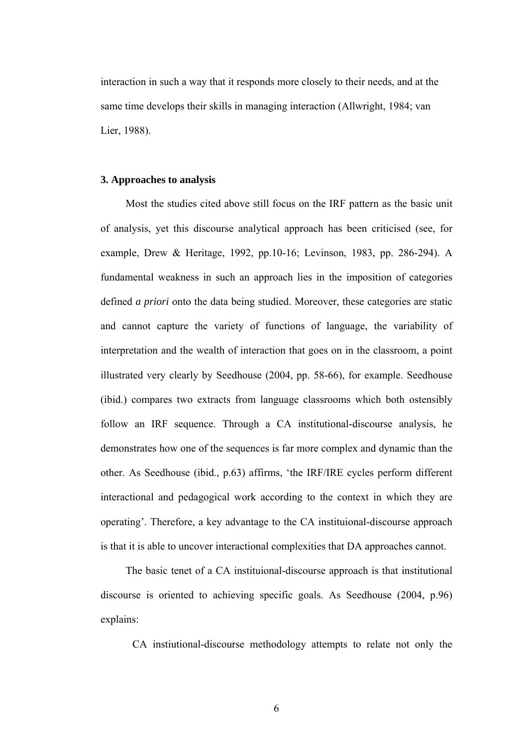interaction in such a way that it responds more closely to their needs, and at the same time develops their skills in managing interaction (Allwright, 1984; van Lier, 1988).

### 3. Approaches to analysis

Most the studies cited above still focus on the IRF pattern as the basic unit of analysis, yet this discourse analytical approach has been criticised (see, for example, Drew & Heritage, 1992, pp.10-16; Levinson, 1983, pp. 286-294). A fundamental weakness in such an approach lies in the imposition of categories defined *a priori* onto the data being studied. Moreover, these categories are static and cannot capture the variety of functions of language, the variability of interpretation and the wealth of interaction that goes on in the classroom, a point illustrated very clearly by Seedhouse (2004, pp. 58-66), for example. Seedhouse (ibid.) compares two extracts from language classrooms which both ostensibly follow an IRF sequence. Through a CA institutional-discourse analysis, he demonstrates how one of the sequences is far more complex and dynamic than the other. As Seedhouse (ibid., p.63) affirms, 'the IRF/IRE cycles perform different interactional and pedagogical work according to the context in which they are operating'. Therefore, a key advantage to the CA instituional-discourse approach is that it is able to uncover interactional complexities that DA approaches cannot.

The basic tenet of a CA instituional-discourse approach is that institutional discourse is oriented to achieving specific goals. As Seedhouse (2004, p.96) explains:

> CA instiutional-discourse methodology attempts to relate not only the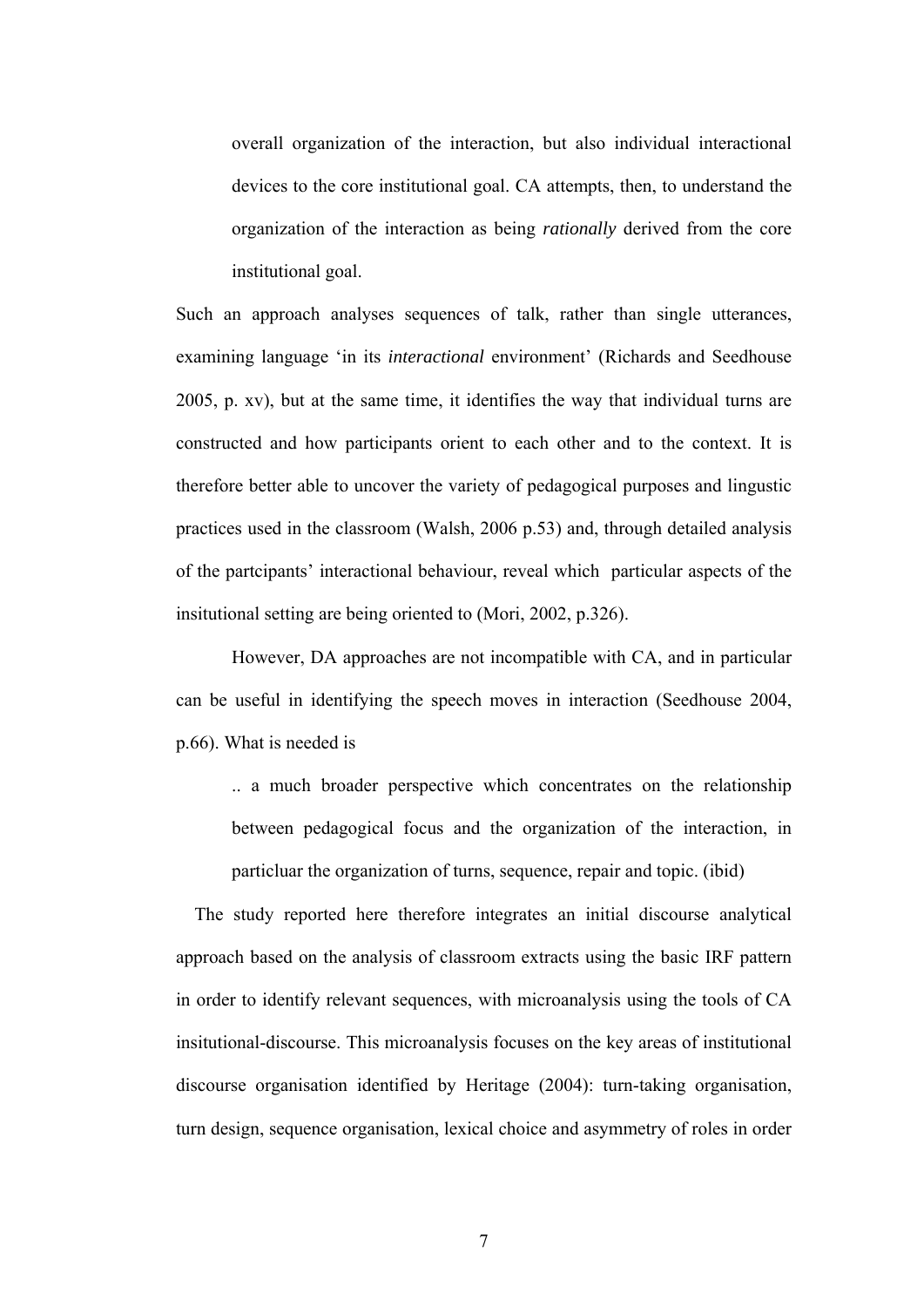> overall organization of the interaction, but also individual interactional devices to the core institutional goal. CA attempts, then, to understand the organization of the interaction as being *rationally* derived from the core institutional goal.

Such an approach analyses sequences of talk, rather than single utterances, examining language 'in its *interactional* environment' (Richards and Seedhouse 2005, p. xv), but at the same time, it identifies the way that individual turns are constructed and how participants orient to each other and to the context. It is therefore better able to uncover the variety of pedagogical purposes and lingustic practices used in the classroom (Walsh, 2006 p.53) and, through detailed analysis of the partcipants' interactional behaviour, reveal which particular aspects of the insitutional setting are being oriented to (Mori, 2002, p.326).

However, DA approaches are not incompatible with CA, and in particular can be useful in identifying the speech moves in interaction (Seedhouse 2004, p.66). What is needed is

> .. a much broader perspective which concentrates on the relationship between pedagogical focus and the organization of the interaction, in particluar the organization of turns, sequence, repair and topic. (ibid)

The study reported here therefore integrates an initial discourse analytical approach based on the analysis of classroom extracts using the basic IRF pattern in order to identify relevant sequences, with microanalysis using the tools of CA insitutional-discourse. This microanalysis focuses on the key areas of institutional discourse organisation identified by Heritage (2004): turn-taking organisation, turn design, sequence organisation, lexical choice and asymmetry of roles in order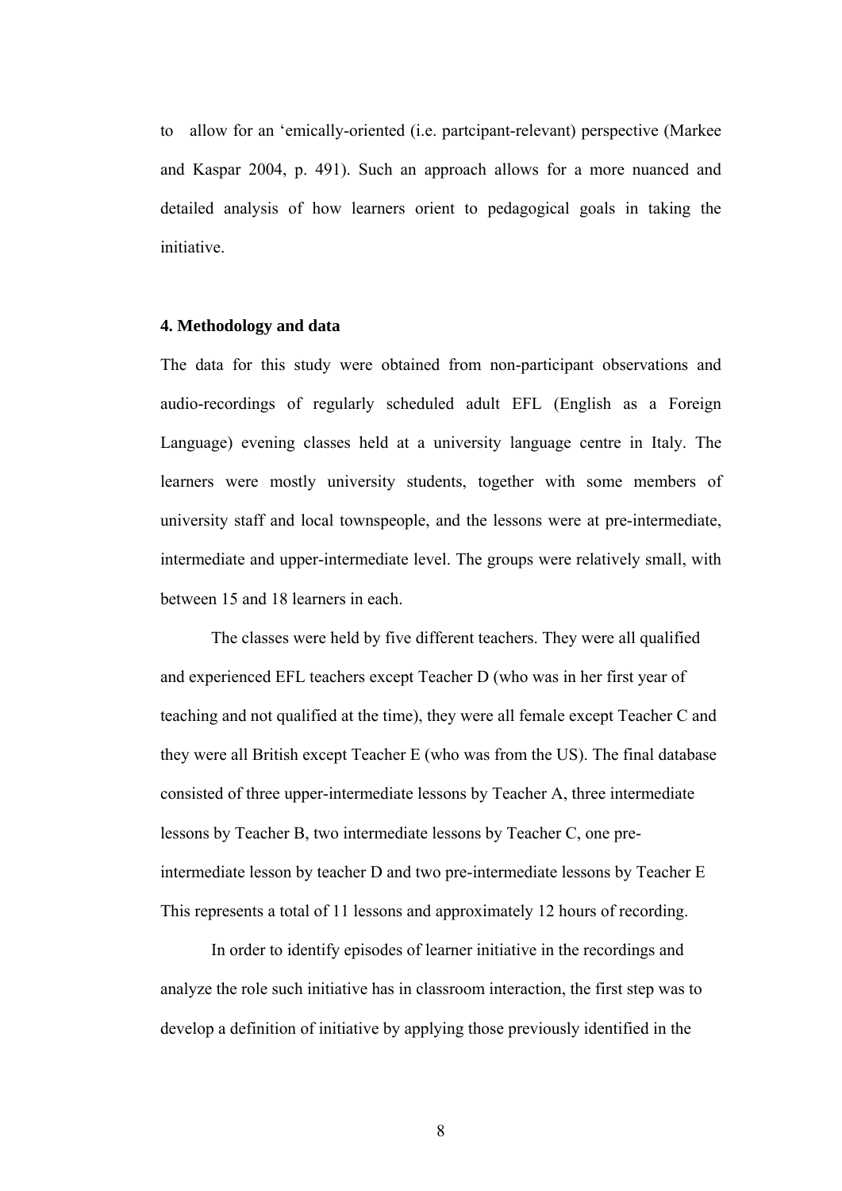to allow for an 'emically-oriented (i.e. partcipant-relevant) perspective (Markee and Kaspar 2004, p. 491). Such an approach allows for a more nuanced and detailed analysis of how learners orient to pedagogical goals in taking the initiative.

**4. Methodology and data**

The data for this study were obtained from non-participant observations and audio-recordings of regularly scheduled adult EFL (English as a Foreign Language) evening classes held at a university language centre in Italy. The learners were mostly university students, together with some members of university staff and local townspeople, and the lessons were at pre-intermediate, intermediate and upper-intermediate level. The groups were relatively small, with between 15 and 18 learners in each.

The classes were held by five different teachers. They were all qualified and experienced EFL teachers except Teacher D (who was in her first year of teaching and not qualified at the time), they were all female except Teacher C and they were all British except Teacher E (who was from the US). The final database consisted of three upper-intermediate lessons by Teacher A, three intermediate lessons by Teacher B, two intermediate lessons by Teacher C, one pre-intermediate lesson by teacher D and two pre-intermediate lessons by Teacher E This represents a total of 11 lessons and approximately 12 hours of recording.

In order to identify episodes of learner initiative in the recordings and analyze the role such initiative has in classroom interaction, the first step was to develop a definition of initiative by applying those previously identified in the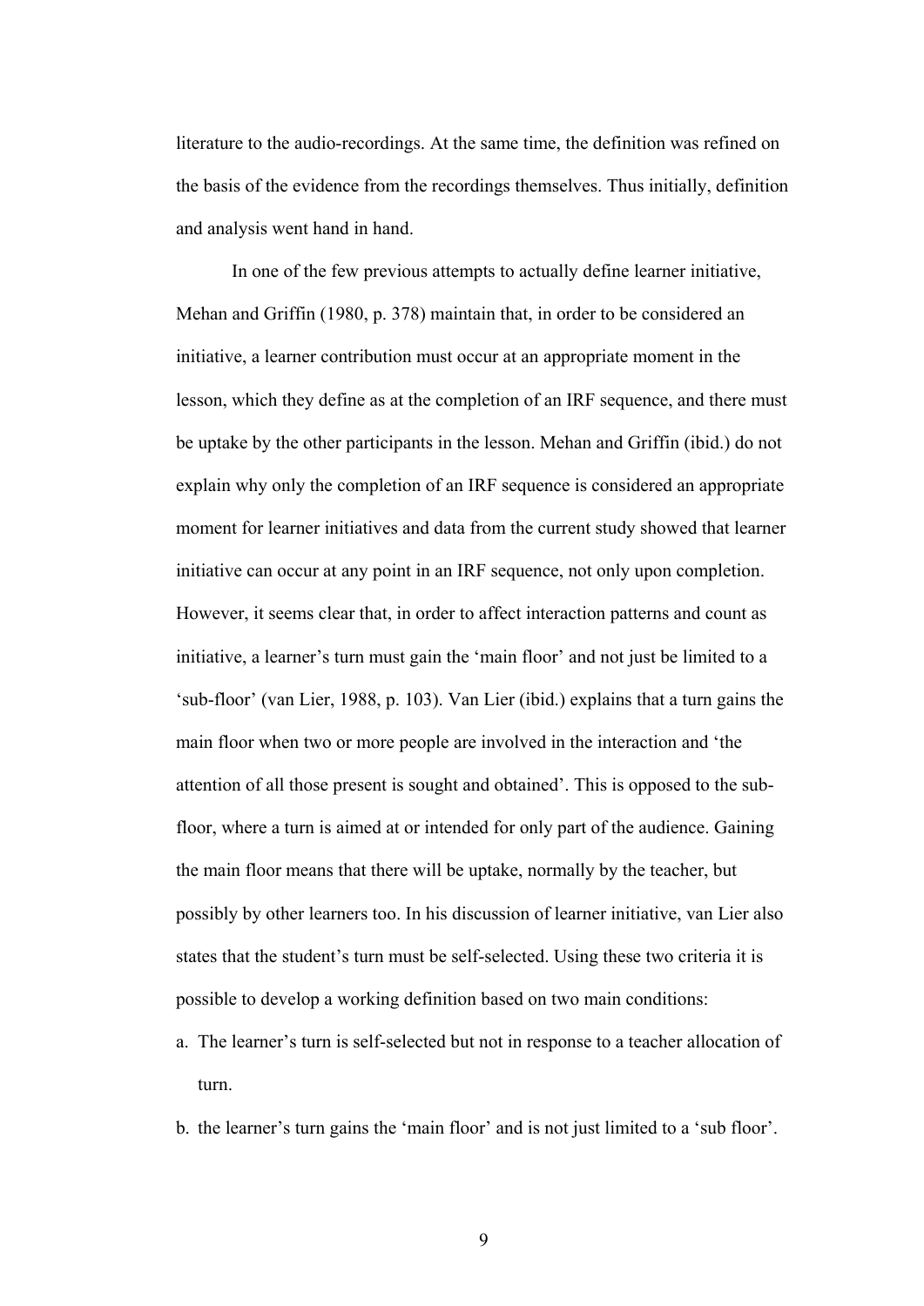literature to the audio-recordings. At the same time, the definition was refined on the basis of the evidence from the recordings themselves. Thus initially, definition and analysis went hand in hand.

In one of the few previous attempts to actually define learner initiative, Mehan and Griffin (1980, p. 378) maintain that, in order to be considered an initiative, a learner contribution must occur at an appropriate moment in the lesson, which they define as at the completion of an IRF sequence, and there must be uptake by the other participants in the lesson. Mehan and Griffin (ibid.) do not explain why only the completion of an IRF sequence is considered an appropriate moment for learner initiatives and data from the current study showed that learner initiative can occur at any point in an IRF sequence, not only upon completion. However, it seems clear that, in order to affect interaction patterns and count as initiative, a learner's turn must gain the 'main floor' and not just be limited to a 'sub-floor' (van Lier, 1988, p. 103). Van Lier (ibid.) explains that a turn gains the main floor when two or more people are involved in the interaction and 'the attention of all those present is sought and obtained'. This is opposed to the sub-floor, where a turn is aimed at or intended for only part of the audience. Gaining the main floor means that there will be uptake, normally by the teacher, but possibly by other learners too. In his discussion of learner initiative, van Lier also states that the student's turn must be self-selected. Using these two criteria it is possible to develop a working definition based on two main conditions:

a. The learner's turn is self-selected but not in response to a teacher allocation of turn.
b. the learner's turn gains the 'main floor' and is not just limited to a 'sub floor'.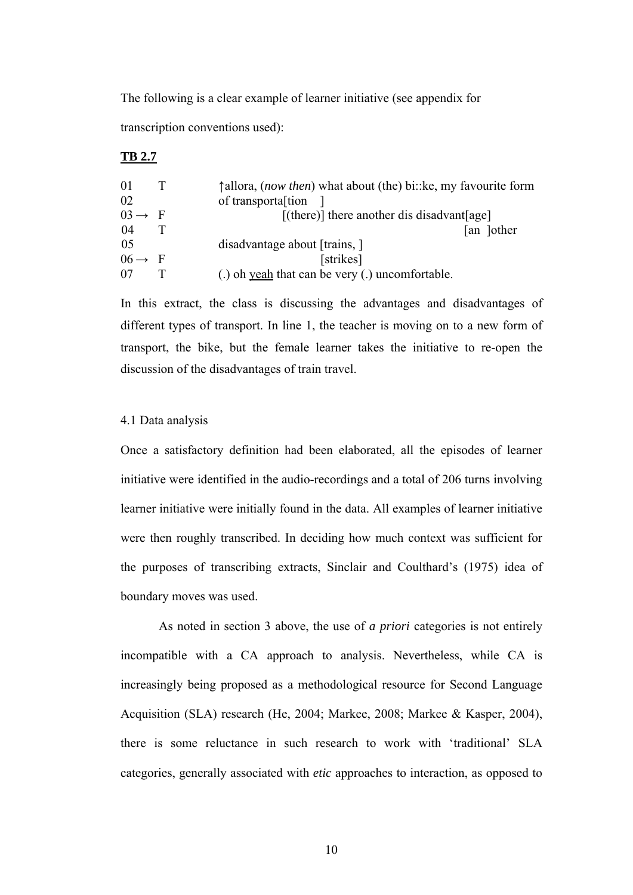The following is a clear example of learner initiative (see appendix for transcription conventions used):

**TB 2.7**

```
01     T     ↑allora, (now then) what about (the) bi::ke, my favourite form
02           of transporta[tion    ]
03 →   F                  [(there)] there another dis disadvant[age]
04     T                                                        [an  ]other
05           disadvantage about [trains, ]
06 →   F                        [strikes]
07     T     (.) oh yeah that can be very (.) uncomfortable.
```

In this extract, the class is discussing the advantages and disadvantages of different types of transport. In line 1, the teacher is moving on to a new form of transport, the bike, but the female learner takes the initiative to re-open the discussion of the disadvantages of train travel.

### 4.1 Data analysis

Once a satisfactory definition had been elaborated, all the episodes of learner initiative were identified in the audio-recordings and a total of 206 turns involving learner initiative were initially found in the data. All examples of learner initiative were then roughly transcribed. In deciding how much context was sufficient for the purposes of transcribing extracts, Sinclair and Coulthard's (1975) idea of boundary moves was used.

As noted in section 3 above, the use of *a priori* categories is not entirely incompatible with a CA approach to analysis. Nevertheless, while CA is increasingly being proposed as a methodological resource for Second Language Acquisition (SLA) research (He, 2004; Markee, 2008; Markee & Kasper, 2004), there is some reluctance in such research to work with 'traditional' SLA categories, generally associated with *etic* approaches to interaction, as opposed to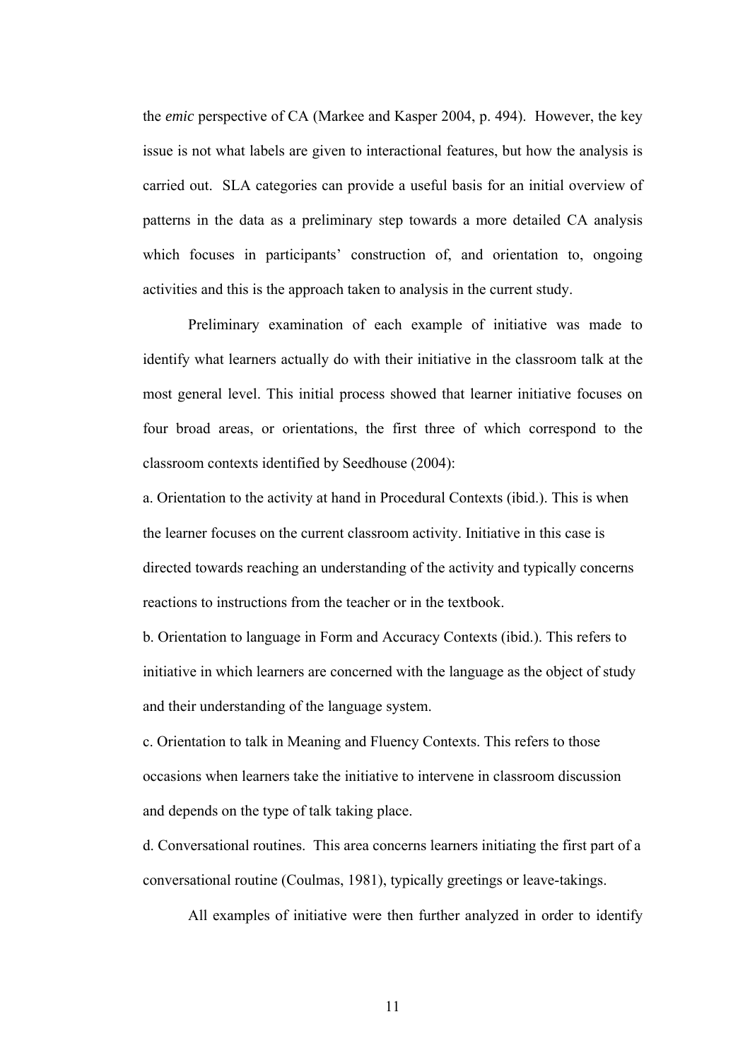the *emic* perspective of CA (Markee and Kasper 2004, p. 494). However, the key issue is not what labels are given to interactional features, but how the analysis is carried out. SLA categories can provide a useful basis for an initial overview of patterns in the data as a preliminary step towards a more detailed CA analysis which focuses in participants' construction of, and orientation to, ongoing activities and this is the approach taken to analysis in the current study.

Preliminary examination of each example of initiative was made to identify what learners actually do with their initiative in the classroom talk at the most general level. This initial process showed that learner initiative focuses on four broad areas, or orientations, the first three of which correspond to the classroom contexts identified by Seedhouse (2004):

a. Orientation to the activity at hand in Procedural Contexts (ibid.). This is when the learner focuses on the current classroom activity. Initiative in this case is directed towards reaching an understanding of the activity and typically concerns reactions to instructions from the teacher or in the textbook.

b. Orientation to language in Form and Accuracy Contexts (ibid.). This refers to initiative in which learners are concerned with the language as the object of study and their understanding of the language system.

c. Orientation to talk in Meaning and Fluency Contexts. This refers to those occasions when learners take the initiative to intervene in classroom discussion and depends on the type of talk taking place.

d. Conversational routines. This area concerns learners initiating the first part of a conversational routine (Coulmas, 1981), typically greetings or leave-takings.

All examples of initiative were then further analyzed in order to identify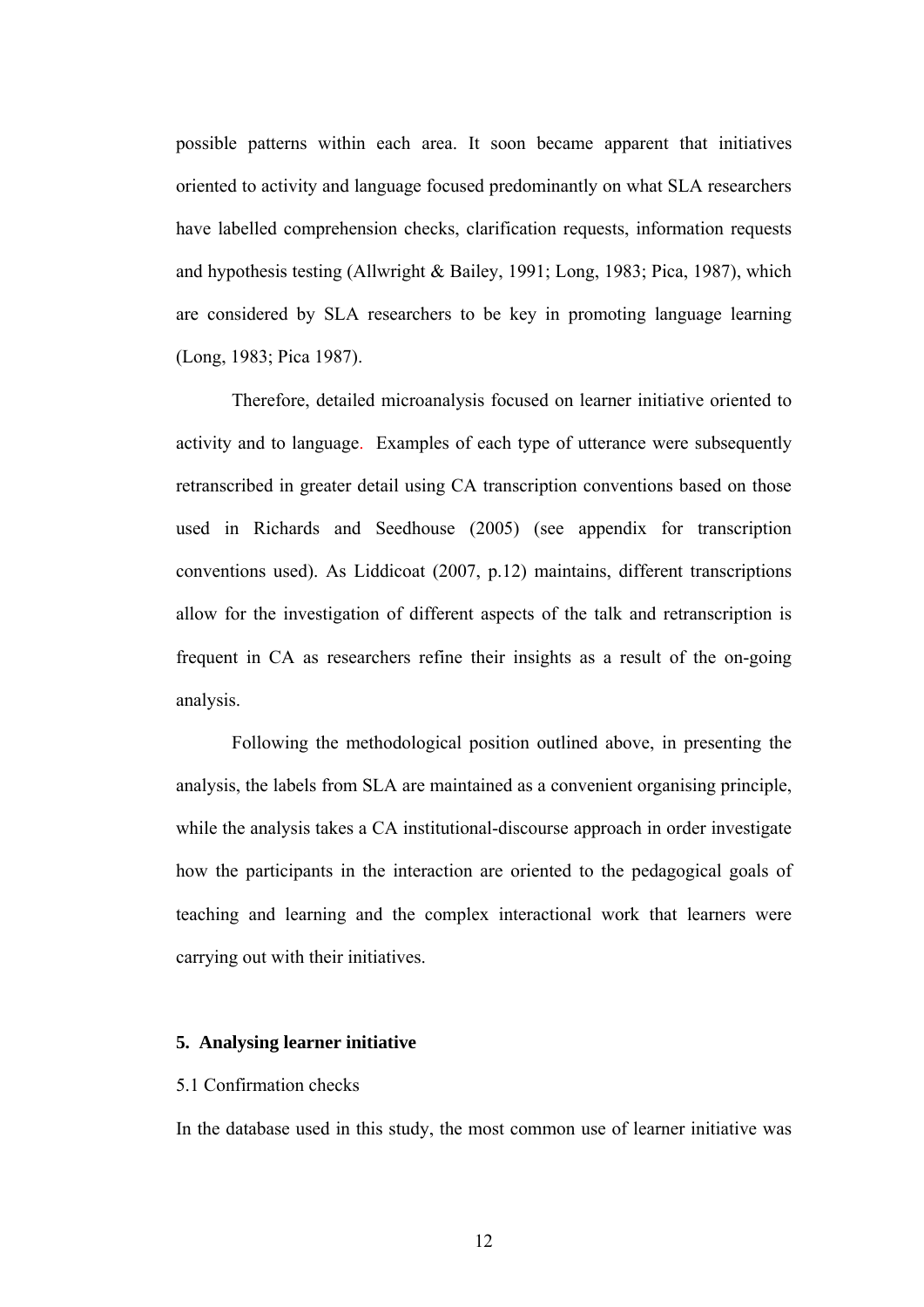possible patterns within each area. It soon became apparent that initiatives oriented to activity and language focused predominantly on what SLA researchers have labelled comprehension checks, clarification requests, information requests and hypothesis testing (Allwright & Bailey, 1991; Long, 1983; Pica, 1987), which are considered by SLA researchers to be key in promoting language learning (Long, 1983; Pica 1987).

Therefore, detailed microanalysis focused on learner initiative oriented to activity and to language. Examples of each type of utterance were subsequently retranscribed in greater detail using CA transcription conventions based on those used in Richards and Seedhouse (2005) (see appendix for transcription conventions used). As Liddicoat (2007, p.12) maintains, different transcriptions allow for the investigation of different aspects of the talk and retranscription is frequent in CA as researchers refine their insights as a result of the on-going analysis.

Following the methodological position outlined above, in presenting the analysis, the labels from SLA are maintained as a convenient organising principle, while the analysis takes a CA institutional-discourse approach in order investigate how the participants in the interaction are oriented to the pedagogical goals of teaching and learning and the complex interactional work that learners were carrying out with their initiatives.

## 5. Analysing learner initiative

### 5.1 Confirmation checks

In the database used in this study, the most common use of learner initiative was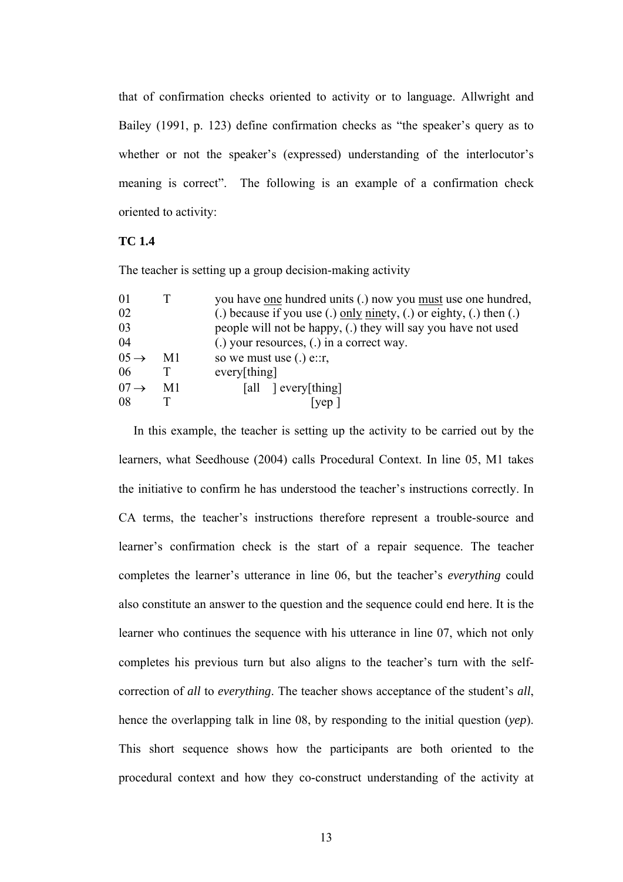that of confirmation checks oriented to activity or to language. Allwright and Bailey (1991, p. 123) define confirmation checks as "the speaker's query as to whether or not the speaker's (expressed) understanding of the interlocutor's meaning is correct". The following is an example of a confirmation check oriented to activity:

**TC 1.4**

The teacher is setting up a group decision-making activity

```
01      T     you have one hundred units (.) now you must use one hundred,
02            (.) because if you use (.) only ninety, (.) or eighty, (.) then (.)
03            people will not be happy, (.) they will say you have not used
04            (.) your resources, (.) in a correct way.
05 →    M1    so we must use (.) e::r,
06      T     every[thing]
07 →    M1          [all    ] every[thing]
08      T                          [yep ]
```

In this example, the teacher is setting up the activity to be carried out by the learners, what Seedhouse (2004) calls Procedural Context. In line 05, M1 takes the initiative to confirm he has understood the teacher's instructions correctly. In CA terms, the teacher's instructions therefore represent a trouble-source and learner's confirmation check is the start of a repair sequence. The teacher completes the learner's utterance in line 06, but the teacher's *everything* could also constitute an answer to the question and the sequence could end here. It is the learner who continues the sequence with his utterance in line 07, which not only completes his previous turn but also aligns to the teacher's turn with the self-correction of *all* to *everything*. The teacher shows acceptance of the student's *all*, hence the overlapping talk in line 08, by responding to the initial question (*yep*). This short sequence shows how the participants are both oriented to the procedural context and how they co-construct understanding of the activity at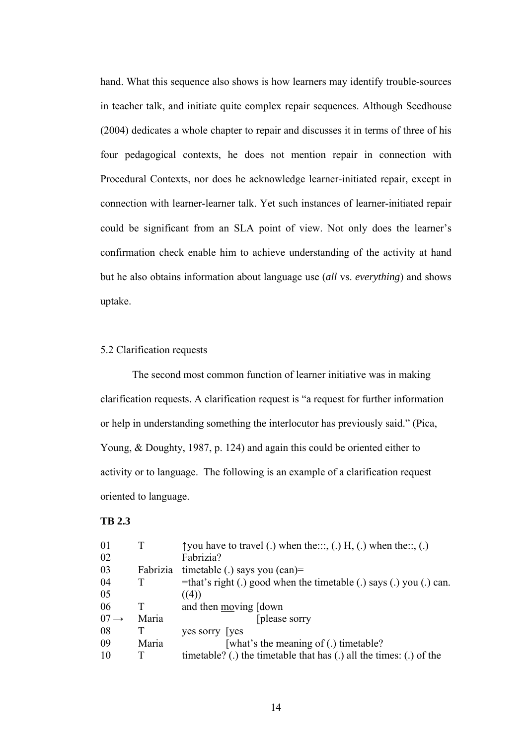hand. What this sequence also shows is how learners may identify trouble-sources in teacher talk, and initiate quite complex repair sequences. Although Seedhouse (2004) dedicates a whole chapter to repair and discusses it in terms of three of his four pedagogical contexts, he does not mention repair in connection with Procedural Contexts, nor does he acknowledge learner-initiated repair, except in connection with learner-learner talk. Yet such instances of learner-initiated repair could be significant from an SLA point of view. Not only does the learner's confirmation check enable him to achieve understanding of the activity at hand but he also obtains information about language use (*all* vs. *everything*) and shows uptake.

5.2 Clarification requests

The second most common function of learner initiative was in making clarification requests. A clarification request is "a request for further information or help in understanding something the interlocutor has previously said." (Pica, Young, & Doughty, 1987, p. 124) and again this could be oriented either to activity or to language. The following is an example of a clarification request oriented to language.

**TB 2.3**

| | | |
|---|---|---|
| 01 | T | ↑you have to travel (.) when the:::, (.) H, (.) when the::, (.) |
| 02 | | Fabrizia? |
| 03 | Fabrizia | timetable (.) says you (can)= |
| 04 | T | =that's right (.) good when the timetable (.) says (.) you (.) can. |
| 05 | | ((4)) |
| 06 | T | and then <u>mo</u>ving [down |
| 07 → | Maria | [please sorry |
| 08 | T | yes sorry [yes |
| 09 | Maria | [what's the meaning of (.) timetable? |
| 10 | T | timetable? (.) the timetable that has (.) all the times: (.) of the |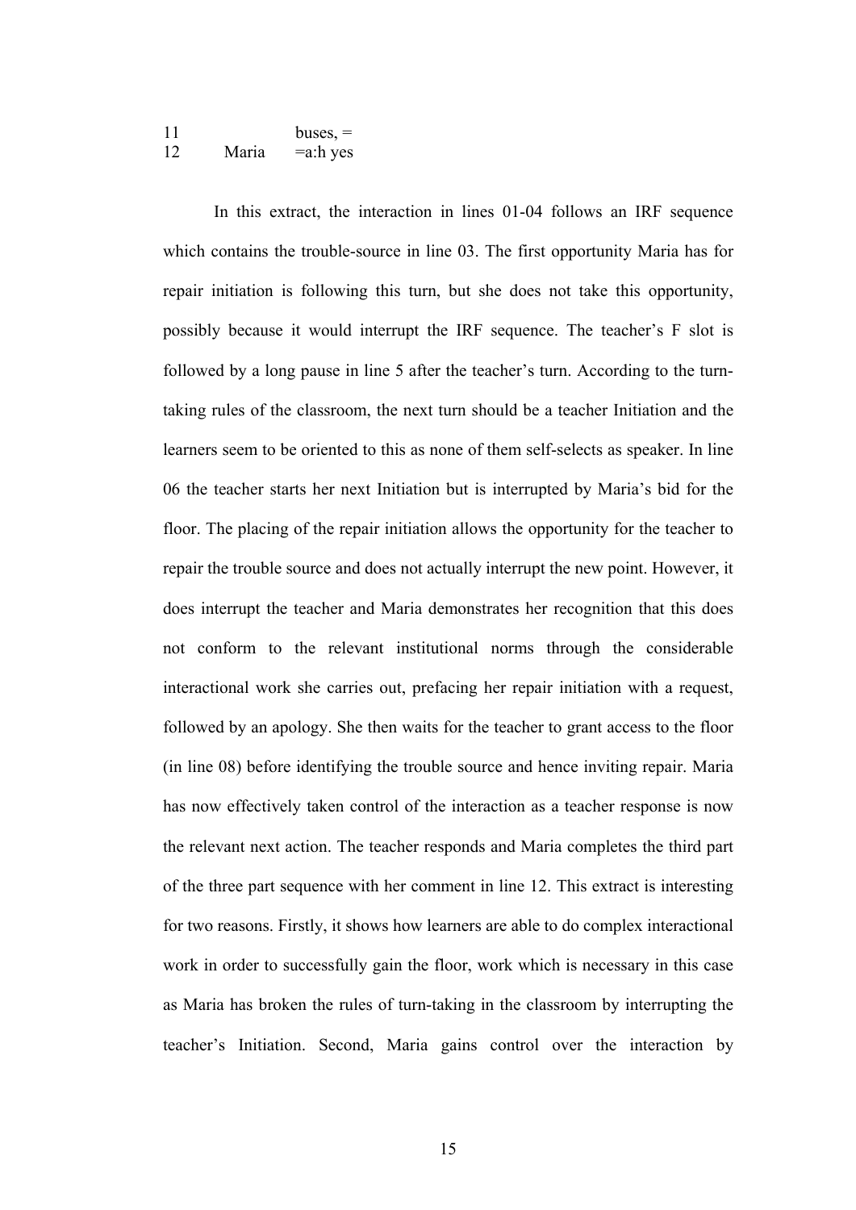```
11              buses, =
12    Maria     =a:h yes
```

In this extract, the interaction in lines 01-04 follows an IRF sequence which contains the trouble-source in line 03. The first opportunity Maria has for repair initiation is following this turn, but she does not take this opportunity, possibly because it would interrupt the IRF sequence. The teacher's F slot is followed by a long pause in line 5 after the teacher's turn. According to the turn-taking rules of the classroom, the next turn should be a teacher Initiation and the learners seem to be oriented to this as none of them self-selects as speaker. In line 06 the teacher starts her next Initiation but is interrupted by Maria's bid for the floor. The placing of the repair initiation allows the opportunity for the teacher to repair the trouble source and does not actually interrupt the new point. However, it does interrupt the teacher and Maria demonstrates her recognition that this does not conform to the relevant institutional norms through the considerable interactional work she carries out, prefacing her repair initiation with a request, followed by an apology. She then waits for the teacher to grant access to the floor (in line 08) before identifying the trouble source and hence inviting repair. Maria has now effectively taken control of the interaction as a teacher response is now the relevant next action. The teacher responds and Maria completes the third part of the three part sequence with her comment in line 12. This extract is interesting for two reasons. Firstly, it shows how learners are able to do complex interactional work in order to successfully gain the floor, work which is necessary in this case as Maria has broken the rules of turn-taking in the classroom by interrupting the teacher's Initiation. Second, Maria gains control over the interaction by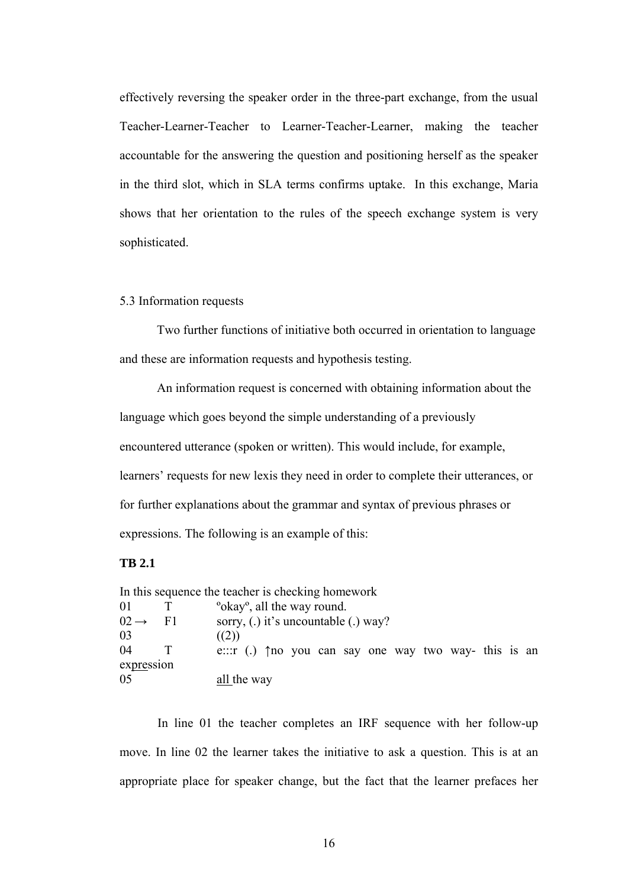effectively reversing the speaker order in the three-part exchange, from the usual Teacher-Learner-Teacher to Learner-Teacher-Learner, making the teacher accountable for the answering the question and positioning herself as the speaker in the third slot, which in SLA terms confirms uptake. In this exchange, Maria shows that her orientation to the rules of the speech exchange system is very sophisticated.

5.3 Information requests

Two further functions of initiative both occurred in orientation to language and these are information requests and hypothesis testing.

An information request is concerned with obtaining information about the language which goes beyond the simple understanding of a previously encountered utterance (spoken or written). This would include, for example, learners' requests for new lexis they need in order to complete their utterances, or for further explanations about the grammar and syntax of previous phrases or expressions. The following is an example of this:

**TB 2.1**

In this sequence the teacher is checking homework

```
01      T      ºokayº, all the way round.
02 →    F1     sorry, (.) it's uncountable (.) way?
03             ((2))
04      T      e:::r (.) ↑no you can say one way two way- this is an expression
05             all the way
```

In line 01 the teacher completes an IRF sequence with her follow-up move. In line 02 the learner takes the initiative to ask a question. This is at an appropriate place for speaker change, but the fact that the learner prefaces her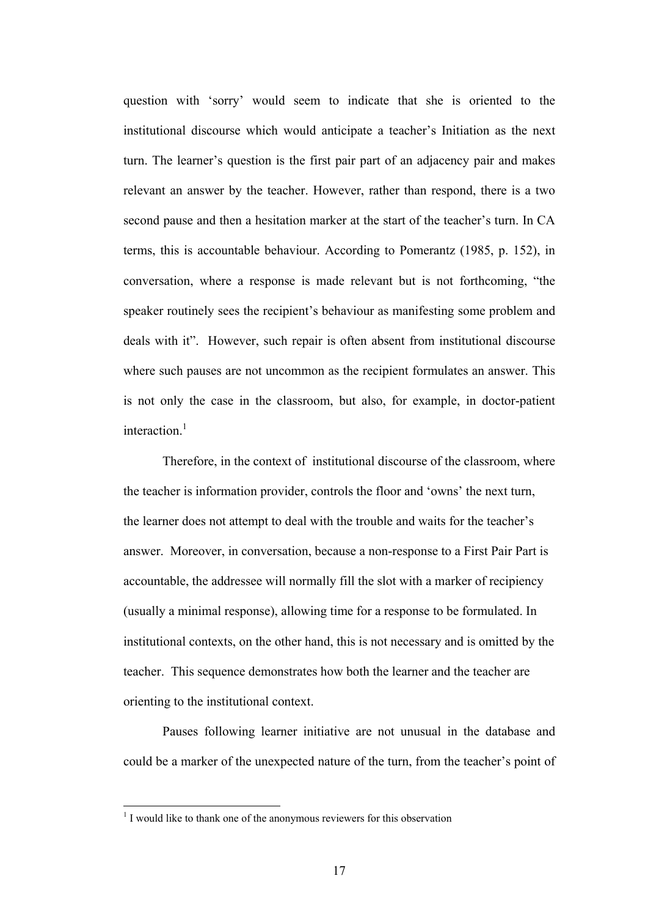question with 'sorry' would seem to indicate that she is oriented to the institutional discourse which would anticipate a teacher's Initiation as the next turn. The learner's question is the first pair part of an adjacency pair and makes relevant an answer by the teacher. However, rather than respond, there is a two second pause and then a hesitation marker at the start of the teacher's turn. In CA terms, this is accountable behaviour. According to Pomerantz (1985, p. 152), in conversation, where a response is made relevant but is not forthcoming, "the speaker routinely sees the recipient's behaviour as manifesting some problem and deals with it". However, such repair is often absent from institutional discourse where such pauses are not uncommon as the recipient formulates an answer. This is not only the case in the classroom, but also, for example, in doctor-patient interaction.[1]

Therefore, in the context of institutional discourse of the classroom, where the teacher is information provider, controls the floor and 'owns' the next turn, the learner does not attempt to deal with the trouble and waits for the teacher's answer. Moreover, in conversation, because a non-response to a First Pair Part is accountable, the addressee will normally fill the slot with a marker of recipiency (usually a minimal response), allowing time for a response to be formulated. In institutional contexts, on the other hand, this is not necessary and is omitted by the teacher. This sequence demonstrates how both the learner and the teacher are orienting to the institutional context.

Pauses following learner initiative are not unusual in the database and could be a marker of the unexpected nature of the turn, from the teacher's point of

---

[1] I would like to thank one of the anonymous reviewers for this observation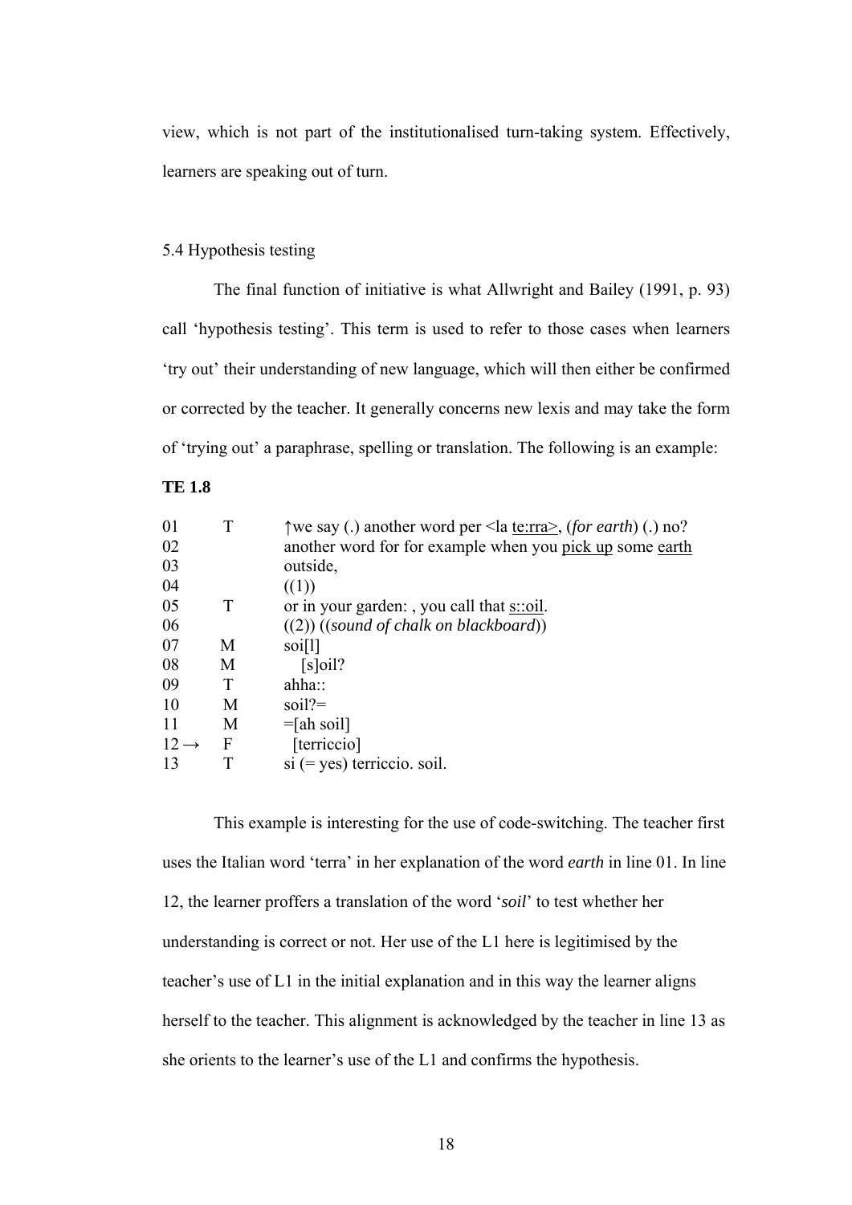view, which is not part of the institutionalised turn-taking system. Effectively, learners are speaking out of turn.

### 5.4 Hypothesis testing

The final function of initiative is what Allwright and Bailey (1991, p. 93) call 'hypothesis testing'. This term is used to refer to those cases when learners 'try out' their understanding of new language, which will then either be confirmed or corrected by the teacher. It generally concerns new lexis and may take the form of 'trying out' a paraphrase, spelling or translation. The following is an example:

**TE 1.8**

| | | |
|---|---|---|
| 01 | T | ↑we say (.) another word per <la <u>te:rra</u>>, (*for earth*) (.) no? |
| 02 | | another word for for example when you <u>pick up</u> some <u>earth</u> |
| 03 | | outside, |
| 04 | | ((1)) |
| 05 | T | or in your garden: , you call that <u>s::oil</u>. |
| 06 | | ((2)) ((*sound of chalk on blackboard*)) |
| 07 | M | soi[l] |
| 08 | M | [s]oil? |
| 09 | T | ahha:: |
| 10 | M | soil?= |
| 11 | M | =[ah soil] |
| 12 → | F | [terriccio] |
| 13 | T | si (= yes) terriccio. soil. |

This example is interesting for the use of code-switching. The teacher first uses the Italian word 'terra' in her explanation of the word *earth* in line 01. In line 12, the learner proffers a translation of the word '*soil*' to test whether her understanding is correct or not. Her use of the L1 here is legitimised by the teacher's use of L1 in the initial explanation and in this way the learner aligns herself to the teacher. This alignment is acknowledged by the teacher in line 13 as she orients to the learner's use of the L1 and confirms the hypothesis.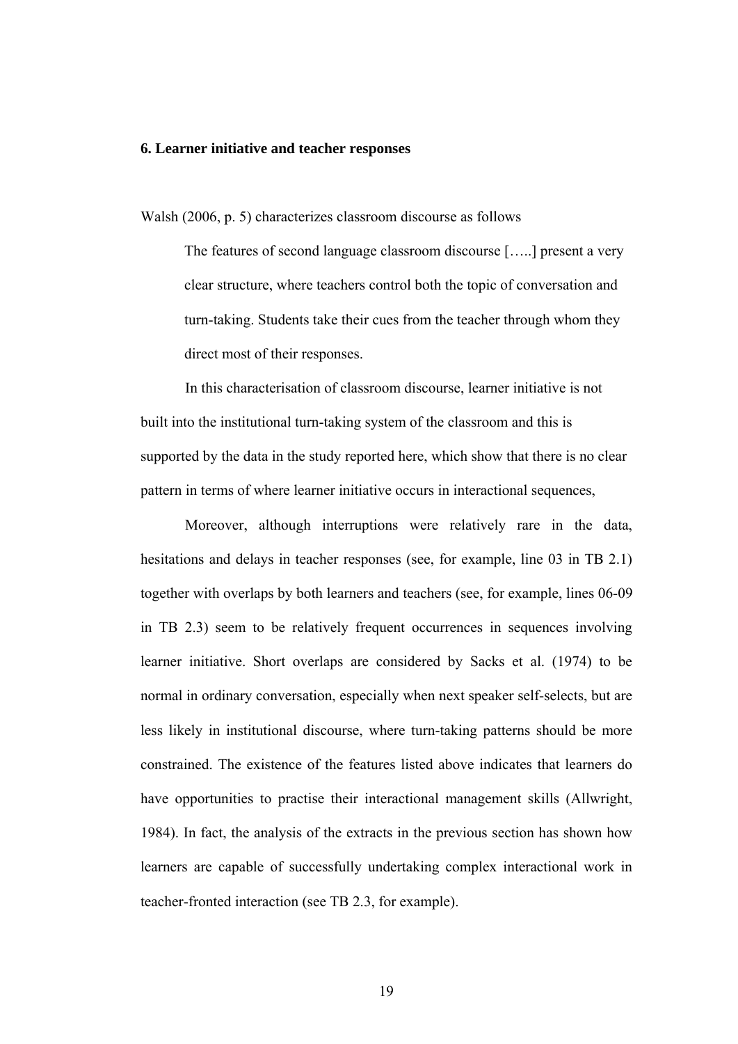## 6. Learner initiative and teacher responses

Walsh (2006, p. 5) characterizes classroom discourse as follows

> The features of second language classroom discourse […..] present a very clear structure, where teachers control both the topic of conversation and turn-taking. Students take their cues from the teacher through whom they direct most of their responses.

In this characterisation of classroom discourse, learner initiative is not built into the institutional turn-taking system of the classroom and this is supported by the data in the study reported here, which show that there is no clear pattern in terms of where learner initiative occurs in interactional sequences,

Moreover, although interruptions were relatively rare in the data, hesitations and delays in teacher responses (see, for example, line 03 in TB 2.1) together with overlaps by both learners and teachers (see, for example, lines 06-09 in TB 2.3) seem to be relatively frequent occurrences in sequences involving learner initiative. Short overlaps are considered by Sacks et al. (1974) to be normal in ordinary conversation, especially when next speaker self-selects, but are less likely in institutional discourse, where turn-taking patterns should be more constrained. The existence of the features listed above indicates that learners do have opportunities to practise their interactional management skills (Allwright, 1984). In fact, the analysis of the extracts in the previous section has shown how learners are capable of successfully undertaking complex interactional work in teacher-fronted interaction (see TB 2.3, for example).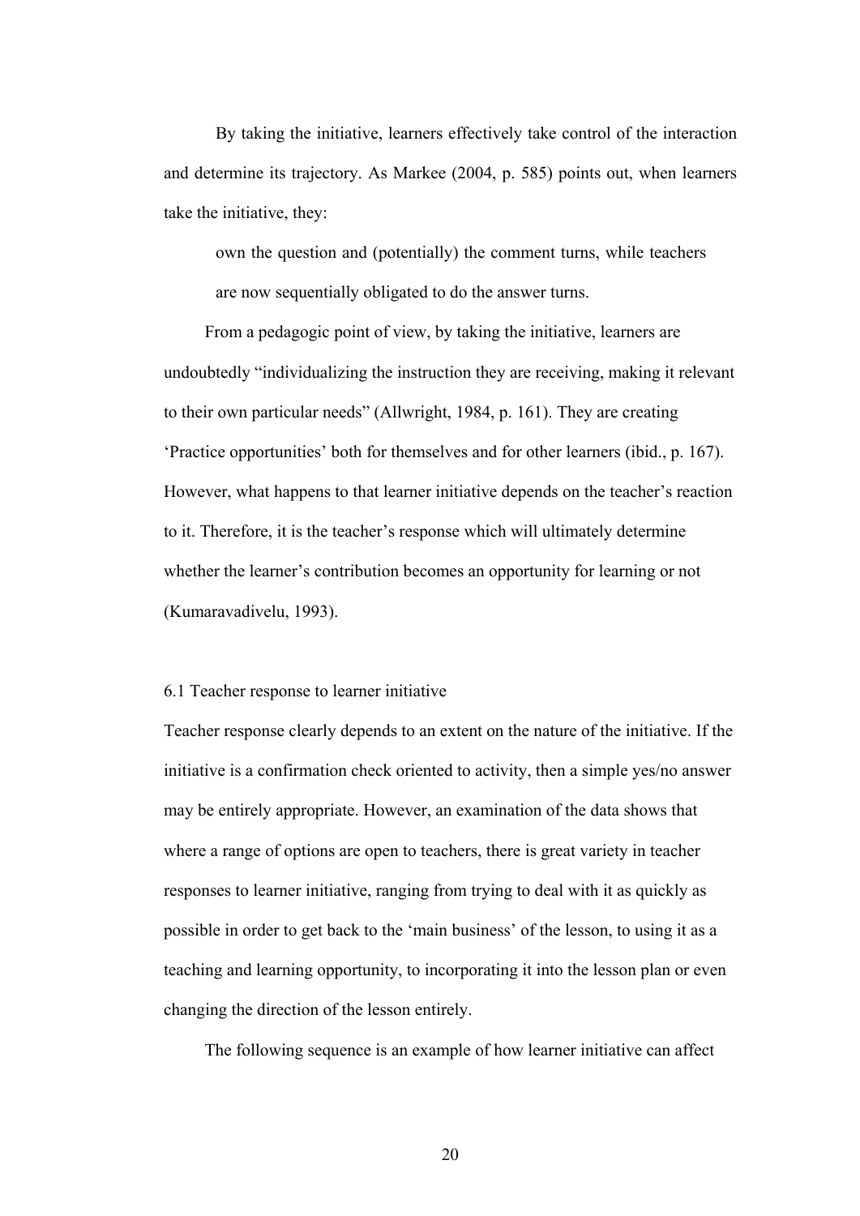By taking the initiative, learners effectively take control of the interaction and determine its trajectory. As Markee (2004, p. 585) points out, when learners take the initiative, they:

> own the question and (potentially) the comment turns, while teachers are now sequentially obligated to do the answer turns.

From a pedagogic point of view, by taking the initiative, learners are undoubtedly “individualizing the instruction they are receiving, making it relevant to their own particular needs” (Allwright, 1984, p. 161). They are creating ‘Practice opportunities’ both for themselves and for other learners (ibid., p. 167). However, what happens to that learner initiative depends on the teacher’s reaction to it. Therefore, it is the teacher’s response which will ultimately determine whether the learner’s contribution becomes an opportunity for learning or not (Kumaravadivelu, 1993).

## 6.1 Teacher response to learner initiative

Teacher response clearly depends to an extent on the nature of the initiative. If the initiative is a confirmation check oriented to activity, then a simple yes/no answer may be entirely appropriate. However, an examination of the data shows that where a range of options are open to teachers, there is great variety in teacher responses to learner initiative, ranging from trying to deal with it as quickly as possible in order to get back to the ‘main business’ of the lesson, to using it as a teaching and learning opportunity, to incorporating it into the lesson plan or even changing the direction of the lesson entirely.

The following sequence is an example of how learner initiative can affect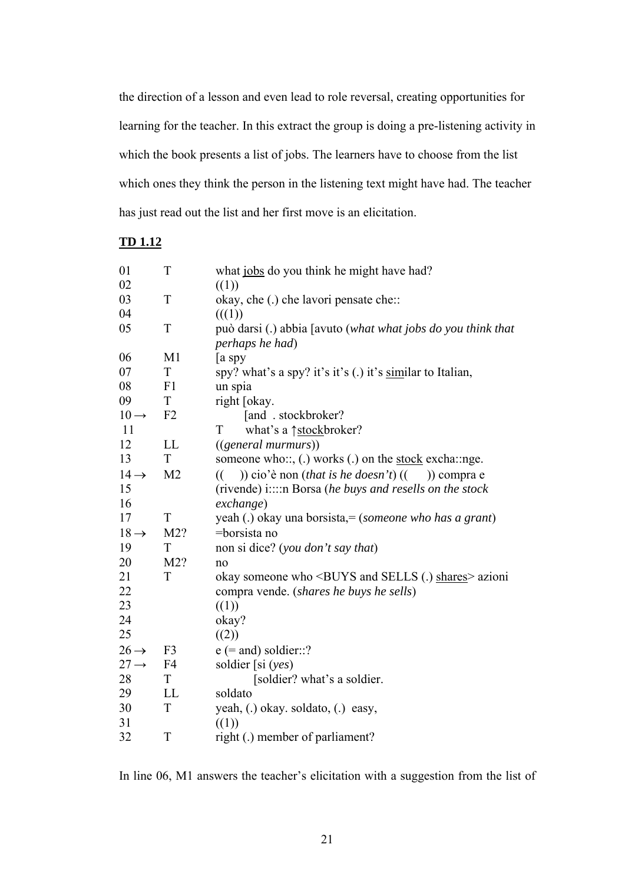the direction of a lesson and even lead to role reversal, creating opportunities for learning for the teacher. In this extract the group is doing a pre-listening activity in which the book presents a list of jobs. The learners have to choose from the list which ones they think the person in the listening text might have had. The teacher has just read out the list and her first move is an elicitation.

**TD 1.12**

| | | |
|---|---|---|
| 01 | T | what jobs do you think he might have had? |
| 02 | | ((1)) |
| 03 | T | okay, che (.) che lavori pensate che:: |
| 04 | | (((1)) |
| 05 | T | può darsi (.) abbia [avuto (*what what jobs do you think that perhaps he had*) |
| 06 | M1 | [a spy |
| 07 | T | spy? what's a spy? it's it's (.) it's similar to Italian, |
| 08 | F1 | un spia |
| 09 | T | right [okay. |
| 10 → | F2 | [and . stockbroker? |
| 11 | | T what's a ↑stockbroker? |
| 12 | LL | ((*general murmurs*)) |
| 13 | T | someone who::, (.) works (.) on the stock excha::nge. |
| 14 → | M2 | (( )) cio'è non (*that is he doesn't*) (( )) compra e |
| 15 | | (rivende) i::::n Borsa (*he buys and resells on the stock* |
| 16 | | *exchange*) |
| 17 | T | yeah (.) okay una borsista,= (*someone who has a grant*) |
| 18 → | M2? | =borsista no |
| 19 | T | non si dice? (*you don't say that*) |
| 20 | M2? | no |
| 21 | T | okay someone who <BUYS and SELLS (.) shares> azioni |
| 22 | | compra vende. (*shares he buys he sells*) |
| 23 | | ((1)) |
| 24 | | okay? |
| 25 | | ((2)) |
| 26 → | F3 | e (= and) soldier::? |
| 27 → | F4 | soldier [si (*yes*) |
| 28 | T | [soldier? what's a soldier. |
| 29 | LL | soldato |
| 30 | T | yeah, (.) okay. soldato, (.) easy, |
| 31 | | ((1)) |
| 32 | T | right (.) member of parliament? |

In line 06, M1 answers the teacher's elicitation with a suggestion from the list of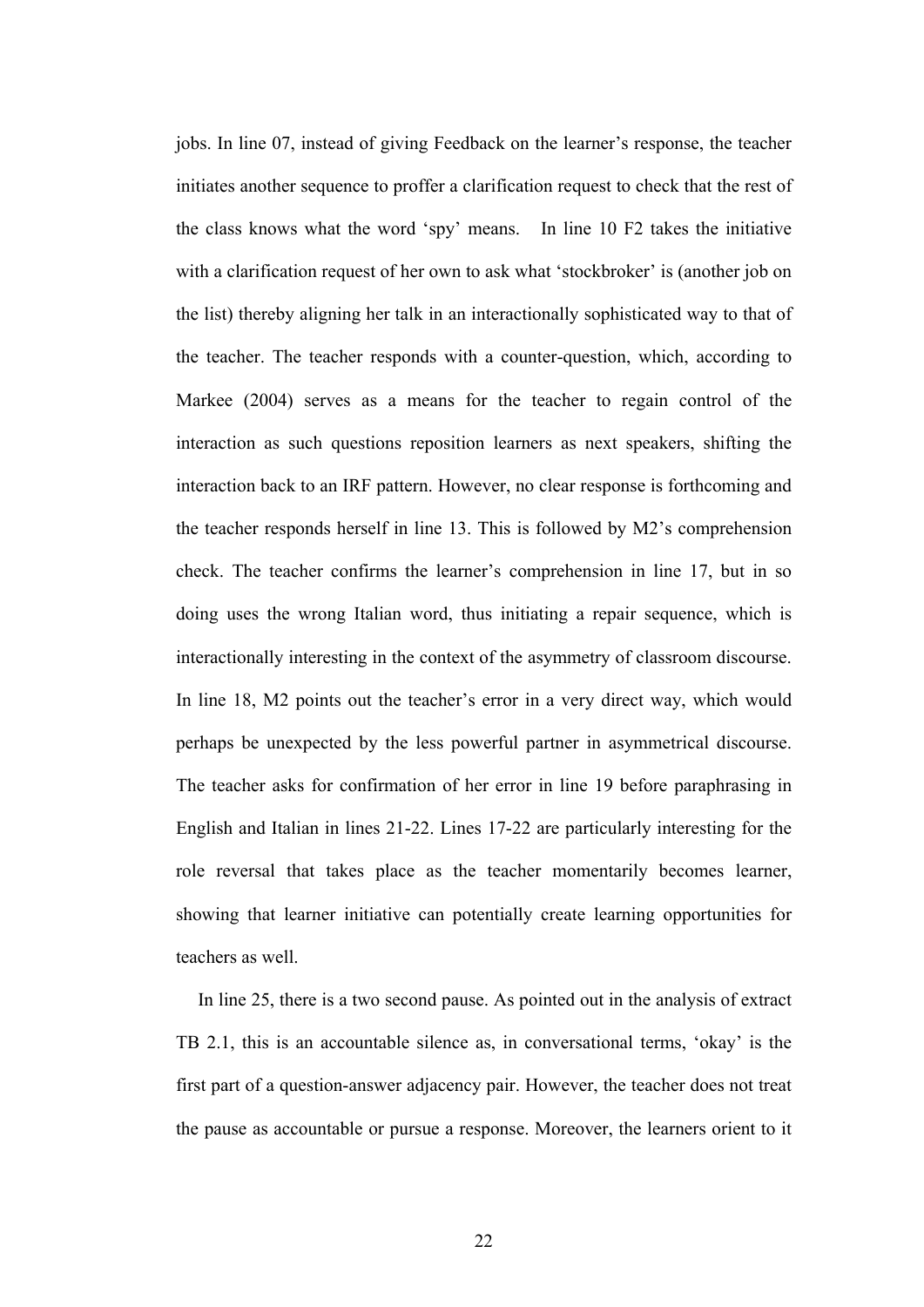jobs. In line 07, instead of giving Feedback on the learner's response, the teacher initiates another sequence to proffer a clarification request to check that the rest of the class knows what the word 'spy' means. In line 10 F2 takes the initiative with a clarification request of her own to ask what 'stockbroker' is (another job on the list) thereby aligning her talk in an interactionally sophisticated way to that of the teacher. The teacher responds with a counter-question, which, according to Markee (2004) serves as a means for the teacher to regain control of the interaction as such questions reposition learners as next speakers, shifting the interaction back to an IRF pattern. However, no clear response is forthcoming and the teacher responds herself in line 13. This is followed by M2's comprehension check. The teacher confirms the learner's comprehension in line 17, but in so doing uses the wrong Italian word, thus initiating a repair sequence, which is interactionally interesting in the context of the asymmetry of classroom discourse. In line 18, M2 points out the teacher's error in a very direct way, which would perhaps be unexpected by the less powerful partner in asymmetrical discourse. The teacher asks for confirmation of her error in line 19 before paraphrasing in English and Italian in lines 21-22. Lines 17-22 are particularly interesting for the role reversal that takes place as the teacher momentarily becomes learner, showing that learner initiative can potentially create learning opportunities for teachers as well.

In line 25, there is a two second pause. As pointed out in the analysis of extract TB 2.1, this is an accountable silence as, in conversational terms, 'okay' is the first part of a question-answer adjacency pair. However, the teacher does not treat the pause as accountable or pursue a response. Moreover, the learners orient to it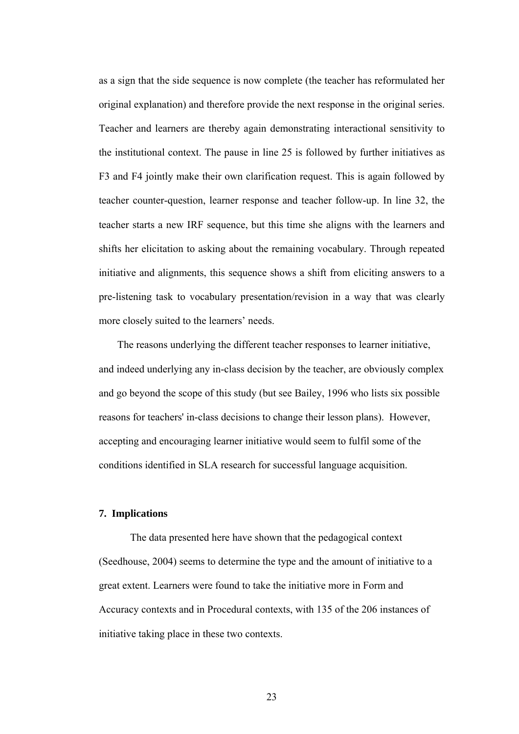as a sign that the side sequence is now complete (the teacher has reformulated her original explanation) and therefore provide the next response in the original series. Teacher and learners are thereby again demonstrating interactional sensitivity to the institutional context. The pause in line 25 is followed by further initiatives as F3 and F4 jointly make their own clarification request. This is again followed by teacher counter-question, learner response and teacher follow-up. In line 32, the teacher starts a new IRF sequence, but this time she aligns with the learners and shifts her elicitation to asking about the remaining vocabulary. Through repeated initiative and alignments, this sequence shows a shift from eliciting answers to a pre-listening task to vocabulary presentation/revision in a way that was clearly more closely suited to the learners' needs.

The reasons underlying the different teacher responses to learner initiative, and indeed underlying any in-class decision by the teacher, are obviously complex and go beyond the scope of this study (but see Bailey, 1996 who lists six possible reasons for teachers' in-class decisions to change their lesson plans). However, accepting and encouraging learner initiative would seem to fulfil some of the conditions identified in SLA research for successful language acquisition.

## 7. Implications

The data presented here have shown that the pedagogical context (Seedhouse, 2004) seems to determine the type and the amount of initiative to a great extent. Learners were found to take the initiative more in Form and Accuracy contexts and in Procedural contexts, with 135 of the 206 instances of initiative taking place in these two contexts.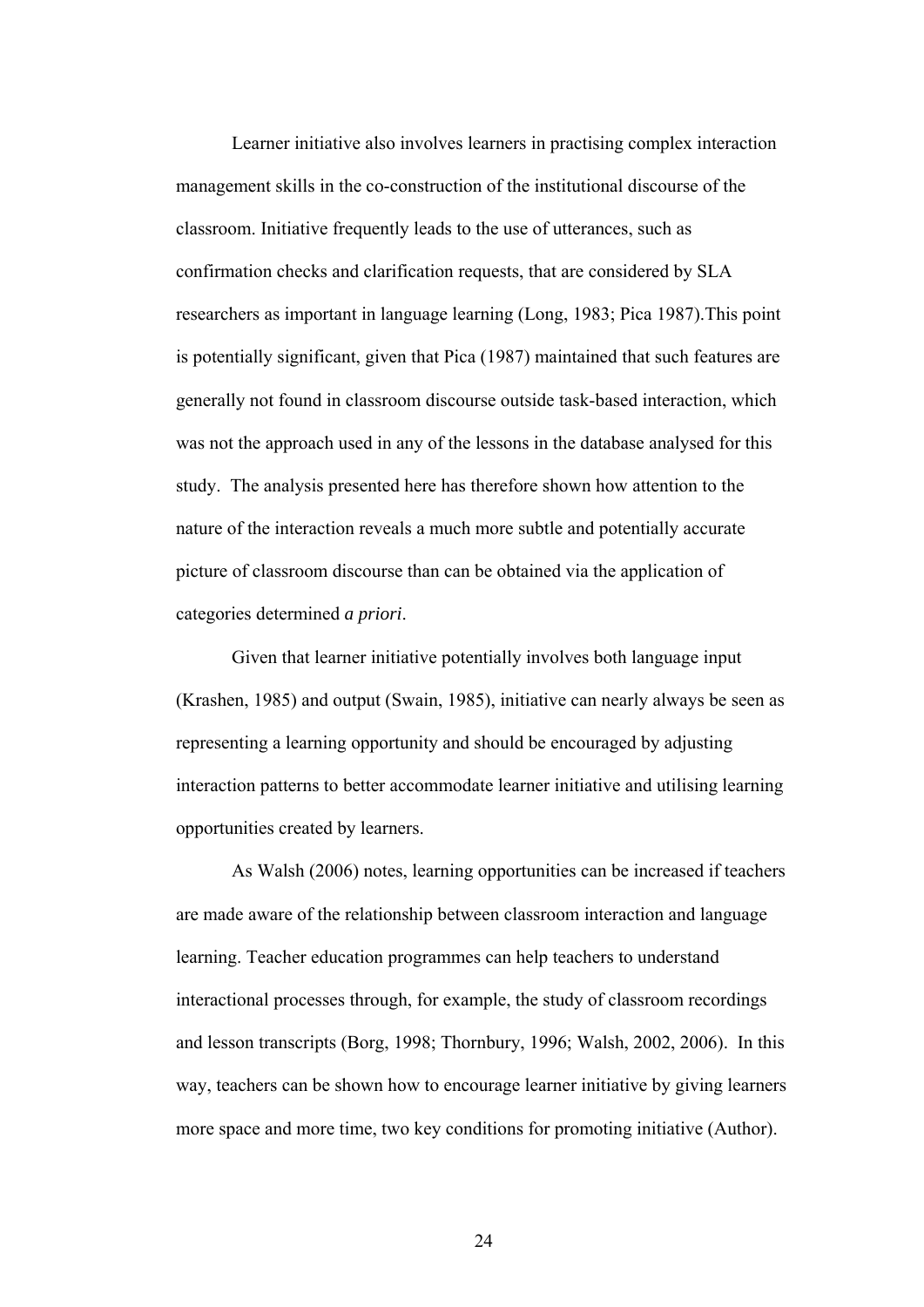Learner initiative also involves learners in practising complex interaction management skills in the co-construction of the institutional discourse of the classroom. Initiative frequently leads to the use of utterances, such as confirmation checks and clarification requests, that are considered by SLA researchers as important in language learning (Long, 1983; Pica 1987).This point is potentially significant, given that Pica (1987) maintained that such features are generally not found in classroom discourse outside task-based interaction, which was not the approach used in any of the lessons in the database analysed for this study. The analysis presented here has therefore shown how attention to the nature of the interaction reveals a much more subtle and potentially accurate picture of classroom discourse than can be obtained via the application of categories determined *a priori*.

Given that learner initiative potentially involves both language input (Krashen, 1985) and output (Swain, 1985), initiative can nearly always be seen as representing a learning opportunity and should be encouraged by adjusting interaction patterns to better accommodate learner initiative and utilising learning opportunities created by learners.

As Walsh (2006) notes, learning opportunities can be increased if teachers are made aware of the relationship between classroom interaction and language learning. Teacher education programmes can help teachers to understand interactional processes through, for example, the study of classroom recordings and lesson transcripts (Borg, 1998; Thornbury, 1996; Walsh, 2002, 2006). In this way, teachers can be shown how to encourage learner initiative by giving learners more space and more time, two key conditions for promoting initiative (Author).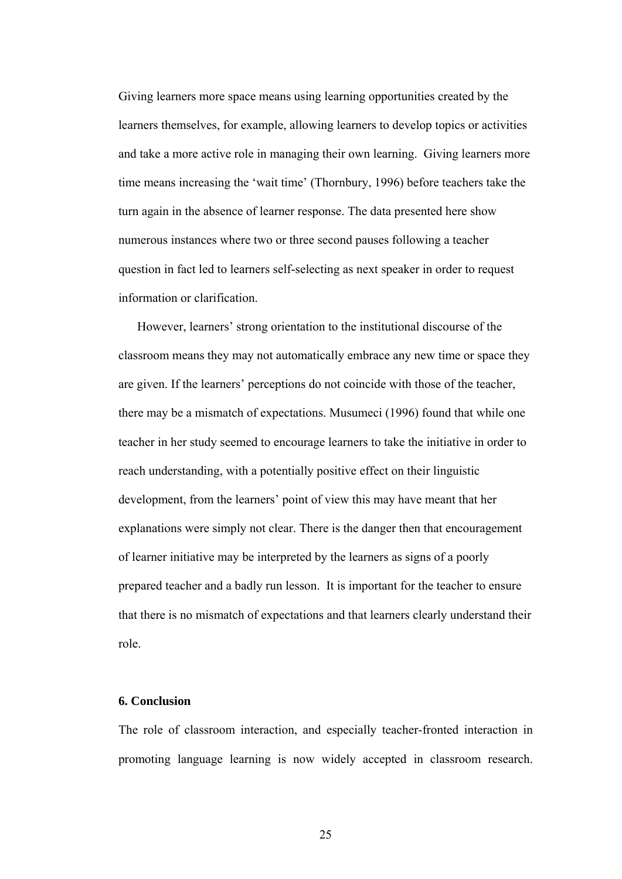Giving learners more space means using learning opportunities created by the learners themselves, for example, allowing learners to develop topics or activities and take a more active role in managing their own learning. Giving learners more time means increasing the 'wait time' (Thornbury, 1996) before teachers take the turn again in the absence of learner response. The data presented here show numerous instances where two or three second pauses following a teacher question in fact led to learners self-selecting as next speaker in order to request information or clarification.

However, learners' strong orientation to the institutional discourse of the classroom means they may not automatically embrace any new time or space they are given. If the learners' perceptions do not coincide with those of the teacher, there may be a mismatch of expectations. Musumeci (1996) found that while one teacher in her study seemed to encourage learners to take the initiative in order to reach understanding, with a potentially positive effect on their linguistic development, from the learners' point of view this may have meant that her explanations were simply not clear. There is the danger then that encouragement of learner initiative may be interpreted by the learners as signs of a poorly prepared teacher and a badly run lesson. It is important for the teacher to ensure that there is no mismatch of expectations and that learners clearly understand their role.

## 6. Conclusion

The role of classroom interaction, and especially teacher-fronted interaction in promoting language learning is now widely accepted in classroom research.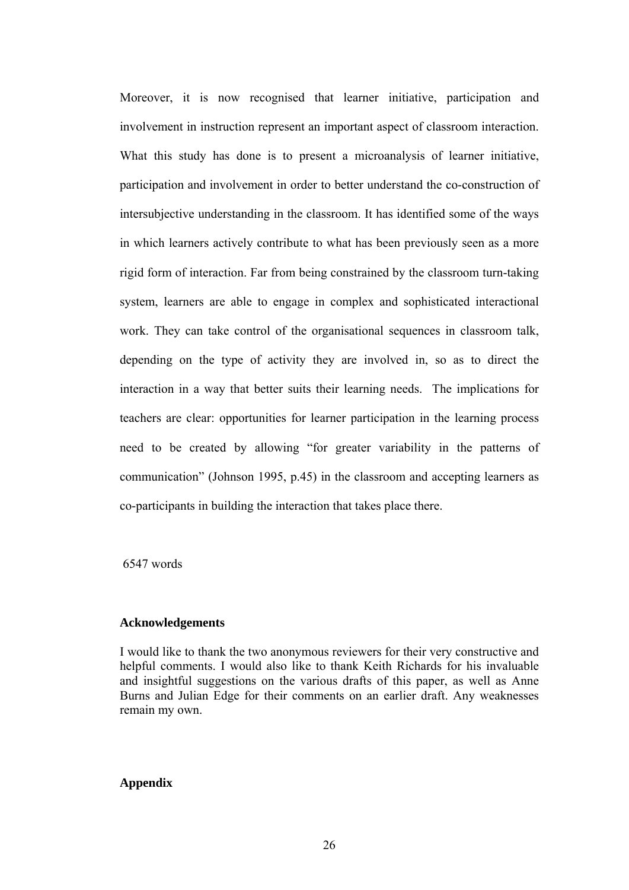Moreover, it is now recognised that learner initiative, participation and involvement in instruction represent an important aspect of classroom interaction. What this study has done is to present a microanalysis of learner initiative, participation and involvement in order to better understand the co-construction of intersubjective understanding in the classroom. It has identified some of the ways in which learners actively contribute to what has been previously seen as a more rigid form of interaction. Far from being constrained by the classroom turn-taking system, learners are able to engage in complex and sophisticated interactional work. They can take control of the organisational sequences in classroom talk, depending on the type of activity they are involved in, so as to direct the interaction in a way that better suits their learning needs. The implications for teachers are clear: opportunities for learner participation in the learning process need to be created by allowing "for greater variability in the patterns of communication" (Johnson 1995, p.45) in the classroom and accepting learners as co-participants in building the interaction that takes place there.

6547 words

**Acknowledgements**

I would like to thank the two anonymous reviewers for their very constructive and helpful comments. I would also like to thank Keith Richards for his invaluable and insightful suggestions on the various drafts of this paper, as well as Anne Burns and Julian Edge for their comments on an earlier draft. Any weaknesses remain my own.

**Appendix**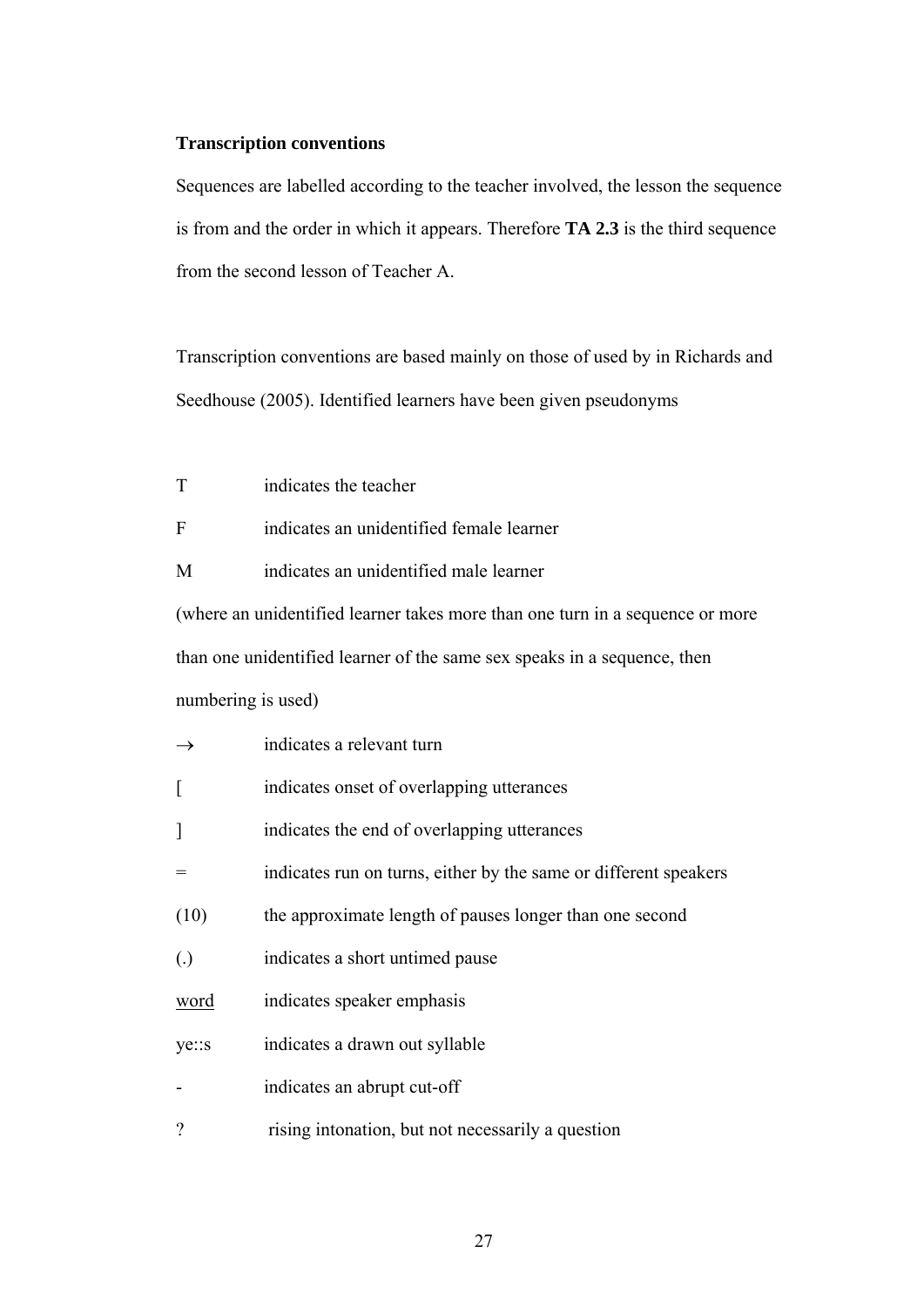**Transcription conventions**

Sequences are labelled according to the teacher involved, the lesson the sequence is from and the order in which it appears. Therefore **TA 2.3** is the third sequence from the second lesson of Teacher A.

Transcription conventions are based mainly on those of used by in Richards and Seedhouse (2005). Identified learners have been given pseudonyms

| | |
|---|---|
| T | indicates the teacher |
| F | indicates an unidentified female learner |
| M | indicates an unidentified male learner |

(where an unidentified learner takes more than one turn in a sequence or more than one unidentified learner of the same sex speaks in a sequence, then numbering is used)

| | |
|---|---|
| → | indicates a relevant turn |
| [ | indicates onset of overlapping utterances |
| ] | indicates the end of overlapping utterances |
| = | indicates run on turns, either by the same or different speakers |
| (10) | the approximate length of pauses longer than one second |
| (.) | indicates a short untimed pause |
| <u>word</u> | indicates speaker emphasis |
| ye::s | indicates a drawn out syllable |
| - | indicates an abrupt cut-off |
| ? | rising intonation, but not necessarily a question |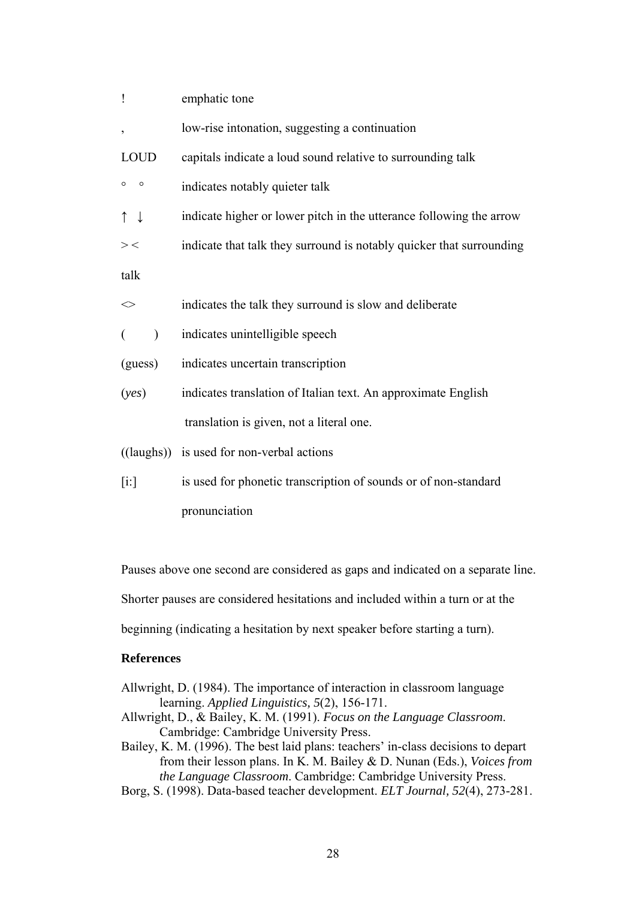| | |
|---|---|
| ! | emphatic tone |
| , | low-rise intonation, suggesting a continuation |
| LOUD | capitals indicate a loud sound relative to surrounding talk |
| ° ° | indicates notably quieter talk |
| ↑ ↓ | indicate higher or lower pitch in the utterance following the arrow |
| > < | indicate that talk they surround is notably quicker that surrounding talk |
| <> | indicates the talk they surround is slow and deliberate |
| ( ) | indicates unintelligible speech |
| (guess) | indicates uncertain transcription |
| (*yes*) | indicates translation of Italian text. An approximate English translation is given, not a literal one. |
| ((laughs)) | is used for non-verbal actions |
| [i:] | is used for phonetic transcription of sounds or of non-standard pronunciation |

Pauses above one second are considered as gaps and indicated on a separate line. Shorter pauses are considered hesitations and included within a turn or at the beginning (indicating a hesitation by next speaker before starting a turn).

**References**

Allwright, D. (1984). The importance of interaction in classroom language learning. *Applied Linguistics, 5*(2), 156-171.

Allwright, D., & Bailey, K. M. (1991). *Focus on the Language Classroom*. Cambridge: Cambridge University Press.

Bailey, K. M. (1996). The best laid plans: teachers' in-class decisions to depart from their lesson plans. In K. M. Bailey & D. Nunan (Eds.), *Voices from the Language Classroom*. Cambridge: Cambridge University Press.

Borg, S. (1998). Data-based teacher development. *ELT Journal, 52*(4), 273-281.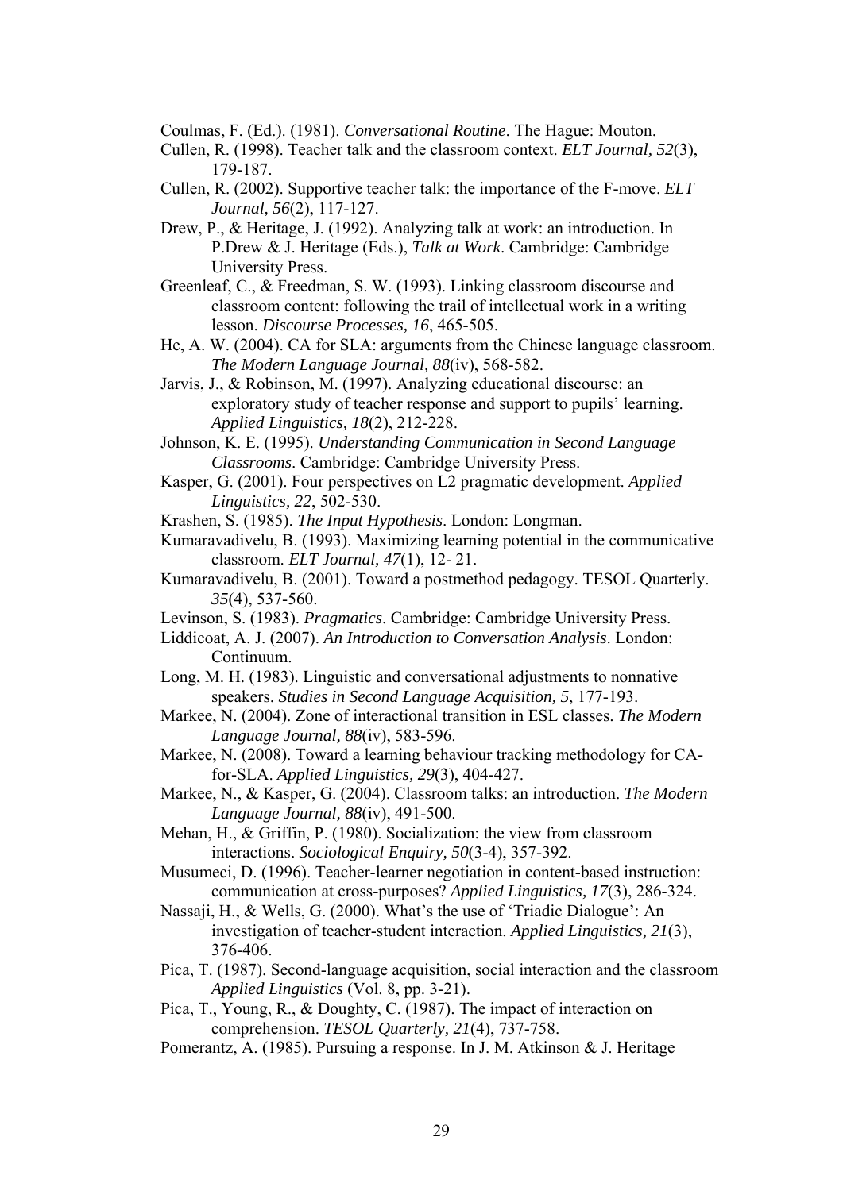Coulmas, F. (Ed.). (1981). *Conversational Routine*. The Hague: Mouton.

Cullen, R. (1998). Teacher talk and the classroom context. *ELT Journal, 52*(3), 179-187.

Cullen, R. (2002). Supportive teacher talk: the importance of the F-move. *ELT Journal, 56*(2), 117-127.

Drew, P., & Heritage, J. (1992). Analyzing talk at work: an introduction. In P.Drew & J. Heritage (Eds.), *Talk at Work*. Cambridge: Cambridge University Press.

Greenleaf, C., & Freedman, S. W. (1993). Linking classroom discourse and classroom content: following the trail of intellectual work in a writing lesson. *Discourse Processes, 16*, 465-505.

He, A. W. (2004). CA for SLA: arguments from the Chinese language classroom. *The Modern Language Journal, 88*(iv), 568-582.

Jarvis, J., & Robinson, M. (1997). Analyzing educational discourse: an exploratory study of teacher response and support to pupils' learning. *Applied Linguistics, 18*(2), 212-228.

Johnson, K. E. (1995). *Understanding Communication in Second Language Classrooms*. Cambridge: Cambridge University Press.

Kasper, G. (2001). Four perspectives on L2 pragmatic development. *Applied Linguistics, 22*, 502-530.

Krashen, S. (1985). *The Input Hypothesis*. London: Longman.

Kumaravadivelu, B. (1993). Maximizing learning potential in the communicative classroom. *ELT Journal, 47*(1), 12- 21.

Kumaravadivelu, B. (2001). Toward a postmethod pedagogy. TESOL Quarterly. *35*(4), 537-560.

Levinson, S. (1983). *Pragmatics*. Cambridge: Cambridge University Press.

Liddicoat, A. J. (2007). *An Introduction to Conversation Analysis*. London: Continuum.

Long, M. H. (1983). Linguistic and conversational adjustments to nonnative speakers. *Studies in Second Language Acquisition, 5*, 177-193.

Markee, N. (2004). Zone of interactional transition in ESL classes. *The Modern Language Journal, 88*(iv), 583-596.

Markee, N. (2008). Toward a learning behaviour tracking methodology for CA-for-SLA. *Applied Linguistics, 29*(3), 404-427.

Markee, N., & Kasper, G. (2004). Classroom talks: an introduction. *The Modern Language Journal, 88*(iv), 491-500.

Mehan, H., & Griffin, P. (1980). Socialization: the view from classroom interactions. *Sociological Enquiry, 50*(3-4), 357-392.

Musumeci, D. (1996). Teacher-learner negotiation in content-based instruction: communication at cross-purposes? *Applied Linguistics, 17*(3), 286-324.

Nassaji, H., & Wells, G. (2000). What's the use of 'Triadic Dialogue': An investigation of teacher-student interaction. *Applied Linguistics, 21*(3), 376-406.

Pica, T. (1987). Second-language acquisition, social interaction and the classroom *Applied Linguistics* (Vol. 8, pp. 3-21).

Pica, T., Young, R., & Doughty, C. (1987). The impact of interaction on comprehension. *TESOL Quarterly, 21*(4), 737-758.

Pomerantz, A. (1985). Pursuing a response. In J. M. Atkinson & J. Heritage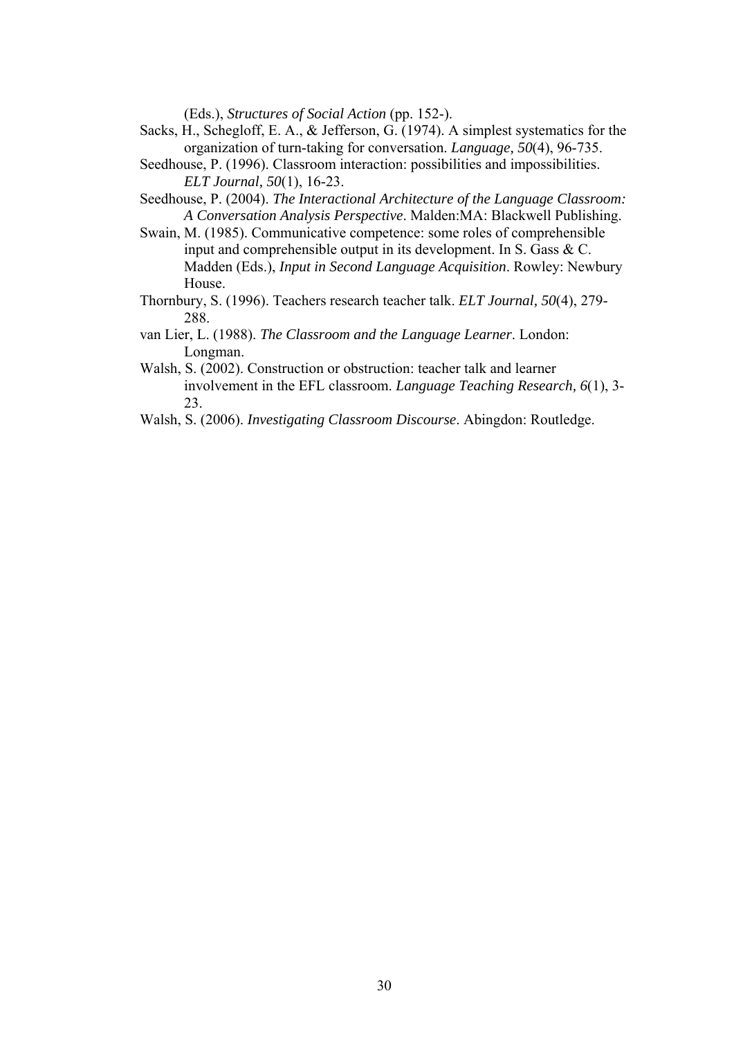(Eds.), *Structures of Social Action* (pp. 152-).

Sacks, H., Schegloff, E. A., & Jefferson, G. (1974). A simplest systematics for the organization of turn-taking for conversation. *Language, 50*(4), 96-735.

Seedhouse, P. (1996). Classroom interaction: possibilities and impossibilities. *ELT Journal, 50*(1), 16-23.

Seedhouse, P. (2004). *The Interactional Architecture of the Language Classroom: A Conversation Analysis Perspective*. Malden:MA: Blackwell Publishing.

Swain, M. (1985). Communicative competence: some roles of comprehensible input and comprehensible output in its development. In S. Gass & C. Madden (Eds.), *Input in Second Language Acquisition*. Rowley: Newbury House.

Thornbury, S. (1996). Teachers research teacher talk. *ELT Journal, 50*(4), 279-288.

van Lier, L. (1988). *The Classroom and the Language Learner*. London: Longman.

Walsh, S. (2002). Construction or obstruction: teacher talk and learner involvement in the EFL classroom. *Language Teaching Research, 6*(1), 3-23.

Walsh, S. (2006). *Investigating Classroom Discourse*. Abingdon: Routledge.